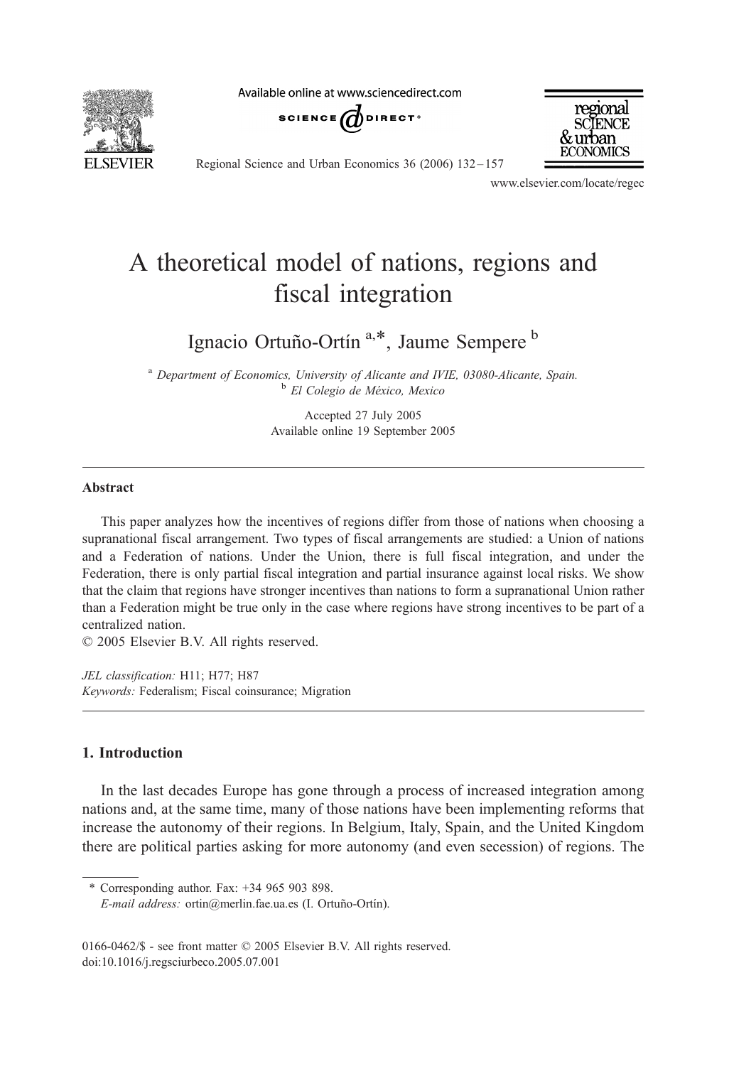# A theoretical model of nations, regions and fiscal integration

Ignacio Ortuño-Ortín [a,*], Jaume Sempere [b]

[a] *Department of Economics, University of Alicante and IVIE, 03080-Alicante, Spain.*
[b] *El Colegio de México, Mexico*

Accepted 27 July 2005
Available online 19 September 2005

## Abstract

This paper analyzes how the incentives of regions differ from those of nations when choosing a supranational fiscal arrangement. Two types of fiscal arrangements are studied: a Union of nations and a Federation of nations. Under the Union, there is full fiscal integration, and under the Federation, there is only partial fiscal integration and partial insurance against local risks. We show that the claim that regions have stronger incentives than nations to form a supranational Union rather than a Federation might be true only in the case where regions have strong incentives to be part of a centralized nation.
© 2005 Elsevier B.V. All rights reserved.

*JEL classification:* H11; H77; H87
*Keywords:* Federalism; Fiscal coinsurance; Migration

## 1. Introduction

In the last decades Europe has gone through a process of increased integration among nations and, at the same time, many of those nations have been implementing reforms that increase the autonomy of their regions. In Belgium, Italy, Spain, and the United Kingdom there are political parties asking for more autonomy (and even secession) of regions. The

\* Corresponding author. Fax: +34 965 903 898.
*E-mail address:* ortin@merlin.fae.ua.es (I. Ortuño-Ortín).

0166-0462/$ - see front matter © 2005 Elsevier B.V. All rights reserved.
doi:10.1016/j.regsciurbeco.2005.07.001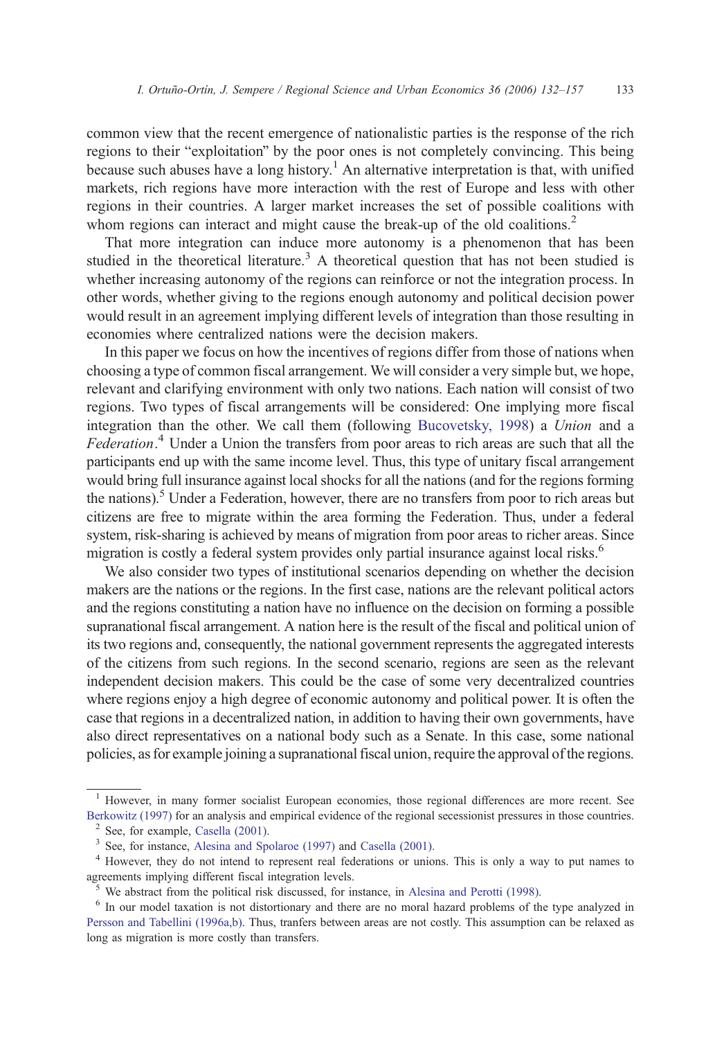common view that the recent emergence of nationalistic parties is the response of the rich regions to their "exploitation" by the poor ones is not completely convincing. This being because such abuses have a long history.[1] An alternative interpretation is that, with unified markets, rich regions have more interaction with the rest of Europe and less with other regions in their countries. A larger market increases the set of possible coalitions with whom regions can interact and might cause the break-up of the old coalitions.[2]

That more integration can induce more autonomy is a phenomenon that has been studied in the theoretical literature.[3] A theoretical question that has not been studied is whether increasing autonomy of the regions can reinforce or not the integration process. In other words, whether giving to the regions enough autonomy and political decision power would result in an agreement implying different levels of integration than those resulting in economies where centralized nations were the decision makers.

In this paper we focus on how the incentives of regions differ from those of nations when choosing a type of common fiscal arrangement. We will consider a very simple but, we hope, relevant and clarifying environment with only two nations. Each nation will consist of two regions. Two types of fiscal arrangements will be considered: One implying more fiscal integration than the other. We call them (following Bucovetsky, 1998) a *Union* and a *Federation*.[4] Under a Union the transfers from poor areas to rich areas are such that all the participants end up with the same income level. Thus, this type of unitary fiscal arrangement would bring full insurance against local shocks for all the nations (and for the regions forming the nations).[5] Under a Federation, however, there are no transfers from poor to rich areas but citizens are free to migrate within the area forming the Federation. Thus, under a federal system, risk-sharing is achieved by means of migration from poor areas to richer areas. Since migration is costly a federal system provides only partial insurance against local risks.[6]

We also consider two types of institutional scenarios depending on whether the decision makers are the nations or the regions. In the first case, nations are the relevant political actors and the regions constituting a nation have no influence on the decision on forming a possible supranational fiscal arrangement. A nation here is the result of the fiscal and political union of its two regions and, consequently, the national government represents the aggregated interests of the citizens from such regions. In the second scenario, regions are seen as the relevant independent decision makers. This could be the case of some very decentralized countries where regions enjoy a high degree of economic autonomy and political power. It is often the case that regions in a decentralized nation, in addition to having their own governments, have also direct representatives on a national body such as a Senate. In this case, some national policies, as for example joining a supranational fiscal union, require the approval of the regions.

---

[1] However, in many former socialist European economies, those regional differences are more recent. See Berkowitz (1997) for an analysis and empirical evidence of the regional secessionist pressures in those countries.

[2] See, for example, Casella (2001).

[3] See, for instance, Alesina and Spolaroe (1997) and Casella (2001).

[4] However, they do not intend to represent real federations or unions. This is only a way to put names to agreements implying different fiscal integration levels.

[5] We abstract from the political risk discussed, for instance, in Alesina and Perotti (1998).

[6] In our model taxation is not distortionary and there are no moral hazard problems of the type analyzed in Persson and Tabellini (1996a,b). Thus, tranfers between areas are not costly. This assumption can be relaxed as long as migration is more costly than transfers.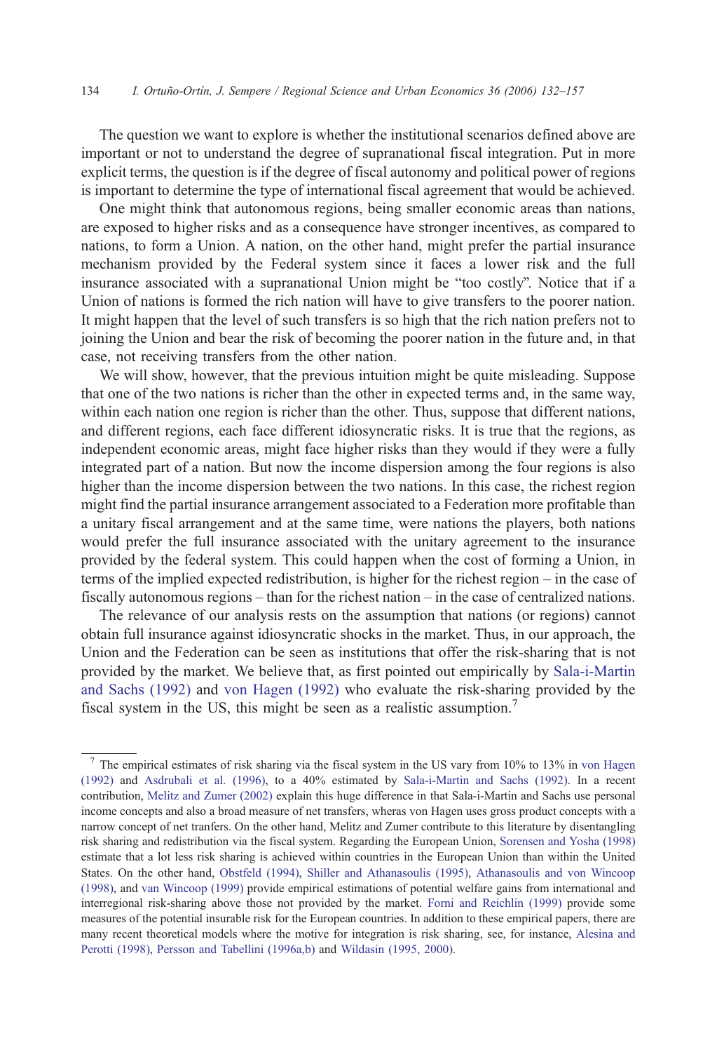The question we want to explore is whether the institutional scenarios defined above are important or not to understand the degree of supranational fiscal integration. Put in more explicit terms, the question is if the degree of fiscal autonomy and political power of regions is important to determine the type of international fiscal agreement that would be achieved.

One might think that autonomous regions, being smaller economic areas than nations, are exposed to higher risks and as a consequence have stronger incentives, as compared to nations, to form a Union. A nation, on the other hand, might prefer the partial insurance mechanism provided by the Federal system since it faces a lower risk and the full insurance associated with a supranational Union might be "too costly". Notice that if a Union of nations is formed the rich nation will have to give transfers to the poorer nation. It might happen that the level of such transfers is so high that the rich nation prefers not to joining the Union and bear the risk of becoming the poorer nation in the future and, in that case, not receiving transfers from the other nation.

We will show, however, that the previous intuition might be quite misleading. Suppose that one of the two nations is richer than the other in expected terms and, in the same way, within each nation one region is richer than the other. Thus, suppose that different nations, and different regions, each face different idiosyncratic risks. It is true that the regions, as independent economic areas, might face higher risks than they would if they were a fully integrated part of a nation. But now the income dispersion among the four regions is also higher than the income dispersion between the two nations. In this case, the richest region might find the partial insurance arrangement associated to a Federation more profitable than a unitary fiscal arrangement and at the same time, were nations the players, both nations would prefer the full insurance associated with the unitary agreement to the insurance provided by the federal system. This could happen when the cost of forming a Union, in terms of the implied expected redistribution, is higher for the richest region – in the case of fiscally autonomous regions – than for the richest nation – in the case of centralized nations.

The relevance of our analysis rests on the assumption that nations (or regions) cannot obtain full insurance against idiosyncratic shocks in the market. Thus, in our approach, the Union and the Federation can be seen as institutions that offer the risk-sharing that is not provided by the market. We believe that, as first pointed out empirically by Sala-i-Martin and Sachs (1992) and von Hagen (1992) who evaluate the risk-sharing provided by the fiscal system in the US, this might be seen as a realistic assumption.[7]

---

[7] The empirical estimates of risk sharing via the fiscal system in the US vary from 10% to 13% in von Hagen (1992) and Asdrubali et al. (1996), to a 40% estimated by Sala-i-Martin and Sachs (1992). In a recent contribution, Melitz and Zumer (2002) explain this huge difference in that Sala-i-Martin and Sachs use personal income concepts and also a broad measure of net transfers, wheras von Hagen uses gross product concepts with a narrow concept of net tranfers. On the other hand, Melitz and Zumer contribute to this literature by disentangling risk sharing and redistribution via the fiscal system. Regarding the European Union, Sorensen and Yosha (1998) estimate that a lot less risk sharing is achieved within countries in the European Union than within the United States. On the other hand, Obstfeld (1994), Shiller and Athanasoulis (1995), Athanasoulis and von Wincoop (1998), and van Wincoop (1999) provide empirical estimations of potential welfare gains from international and interregional risk-sharing above those not provided by the market. Forni and Reichlin (1999) provide some measures of the potential insurable risk for the European countries. In addition to these empirical papers, there are many recent theoretical models where the motive for integration is risk sharing, see, for instance, Alesina and Perotti (1998), Persson and Tabellini (1996a,b) and Wildasin (1995, 2000).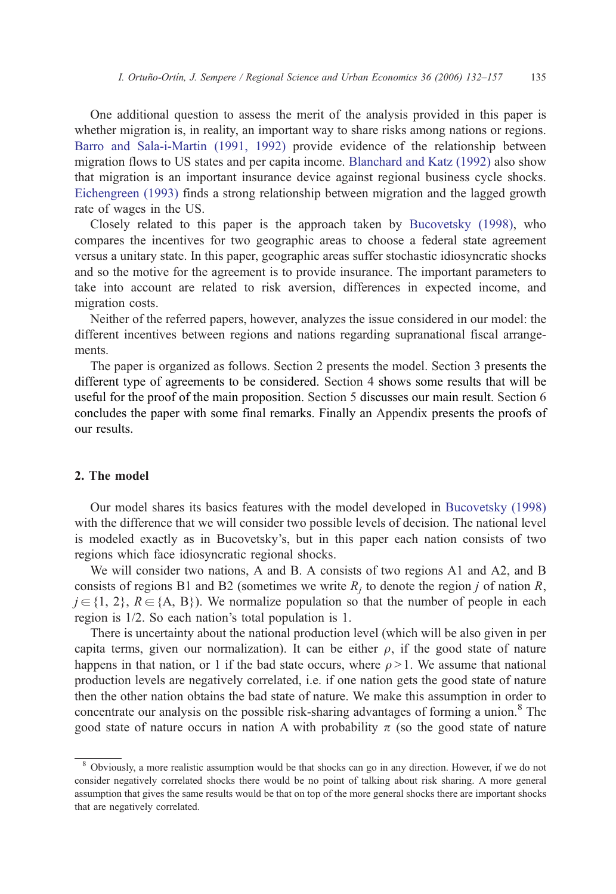One additional question to assess the merit of the analysis provided in this paper is whether migration is, in reality, an important way to share risks among nations or regions. Barro and Sala-i-Martin (1991, 1992) provide evidence of the relationship between migration flows to US states and per capita income. Blanchard and Katz (1992) also show that migration is an important insurance device against regional business cycle shocks. Eichengreen (1993) finds a strong relationship between migration and the lagged growth rate of wages in the US.

Closely related to this paper is the approach taken by Bucovetsky (1998), who compares the incentives for two geographic areas to choose a federal state agreement versus a unitary state. In this paper, geographic areas suffer stochastic idiosyncratic shocks and so the motive for the agreement is to provide insurance. The important parameters to take into account are related to risk aversion, differences in expected income, and migration costs.

Neither of the referred papers, however, analyzes the issue considered in our model: the different incentives between regions and nations regarding supranational fiscal arrangements.

The paper is organized as follows. Section 2 presents the model. Section 3 presents the different type of agreements to be considered. Section 4 shows some results that will be useful for the proof of the main proposition. Section 5 discusses our main result. Section 6 concludes the paper with some final remarks. Finally an Appendix presents the proofs of our results.

## 2. The model

Our model shares its basics features with the model developed in Bucovetsky (1998) with the difference that we will consider two possible levels of decision. The national level is modeled exactly as in Bucovetsky's, but in this paper each nation consists of two regions which face idiosyncratic regional shocks.

We will consider two nations, A and B. A consists of two regions A1 and A2, and B consists of regions B1 and B2 (sometimes we write $R_j$ to denote the region $j$ of nation $R$, $j \in \{1, 2\}$, $R \in \{\mathrm{A}, \mathrm{B}\}$). We normalize population so that the number of people in each region is 1/2. So each nation's total population is 1.

There is uncertainty about the national production level (which will be also given in per capita terms, given our normalization). It can be either $\rho$, if the good state of nature happens in that nation, or 1 if the bad state occurs, where $\rho > 1$. We assume that national production levels are negatively correlated, i.e. if one nation gets the good state of nature then the other nation obtains the bad state of nature. We make this assumption in order to concentrate our analysis on the possible risk-sharing advantages of forming a union.[8] The good state of nature occurs in nation A with probability $\pi$ (so the good state of nature

[8] Obviously, a more realistic assumption would be that shocks can go in any direction. However, if we do not consider negatively correlated shocks there would be no point of talking about risk sharing. A more general assumption that gives the same results would be that on top of the more general shocks there are important shocks that are negatively correlated.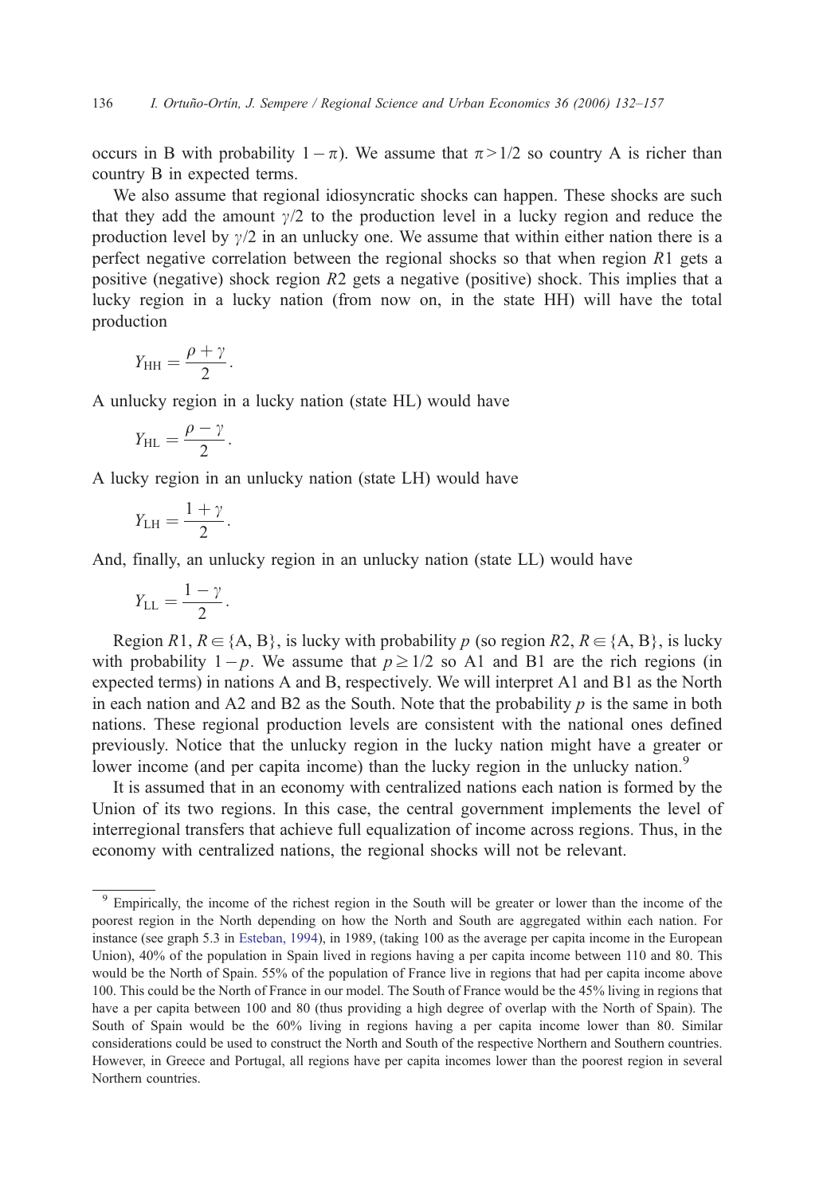occurs in B with probability $1-\pi$). We assume that $\pi > 1/2$ so country A is richer than country B in expected terms.

We also assume that regional idiosyncratic shocks can happen. These shocks are such that they add the amount $\gamma/2$ to the production level in a lucky region and reduce the production level by $\gamma/2$ in an unlucky one. We assume that within either nation there is a perfect negative correlation between the regional shocks so that when region $R1$ gets a positive (negative) shock region $R2$ gets a negative (positive) shock. This implies that a lucky region in a lucky nation (from now on, in the state HH) will have the total production

$$Y_{\text{HH}} = \frac{\rho + \gamma}{2}.$$

A unlucky region in a lucky nation (state HL) would have

$$Y_{\text{HL}} = \frac{\rho - \gamma}{2}.$$

A lucky region in an unlucky nation (state LH) would have

$$Y_{\text{LH}} = \frac{1 + \gamma}{2}.$$

And, finally, an unlucky region in an unlucky nation (state LL) would have

$$Y_{\text{LL}} = \frac{1 - \gamma}{2}.$$

Region $R1$, $R \in \{\text{A, B}\}$, is lucky with probability $p$ (so region $R2$, $R \in \{\text{A, B}\}$, is lucky with probability $1-p$. We assume that $p \geq 1/2$ so A1 and B1 are the rich regions (in expected terms) in nations A and B, respectively. We will interpret A1 and B1 as the North in each nation and A2 and B2 as the South. Note that the probability $p$ is the same in both nations. These regional production levels are consistent with the national ones defined previously. Notice that the unlucky region in the lucky nation might have a greater or lower income (and per capita income) than the lucky region in the unlucky nation.[9]

It is assumed that in an economy with centralized nations each nation is formed by the Union of its two regions. In this case, the central government implements the level of interregional transfers that achieve full equalization of income across regions. Thus, in the economy with centralized nations, the regional shocks will not be relevant.

---

[9] Empirically, the income of the richest region in the South will be greater or lower than the income of the poorest region in the North depending on how the North and South are aggregated within each nation. For instance (see graph 5.3 in Esteban, 1994), in 1989, (taking 100 as the average per capita income in the European Union), 40% of the population in Spain lived in regions having a per capita income between 110 and 80. This would be the North of Spain. 55% of the population of France live in regions that had per capita income above 100. This could be the North of France in our model. The South of France would be the 45% living in regions that have a per capita between 100 and 80 (thus providing a high degree of overlap with the North of Spain). The South of Spain would be the 60% living in regions having a per capita income lower than 80. Similar considerations could be used to construct the North and South of the respective Northern and Southern countries. However, in Greece and Portugal, all regions have per capita incomes lower than the poorest region in several Northern countries.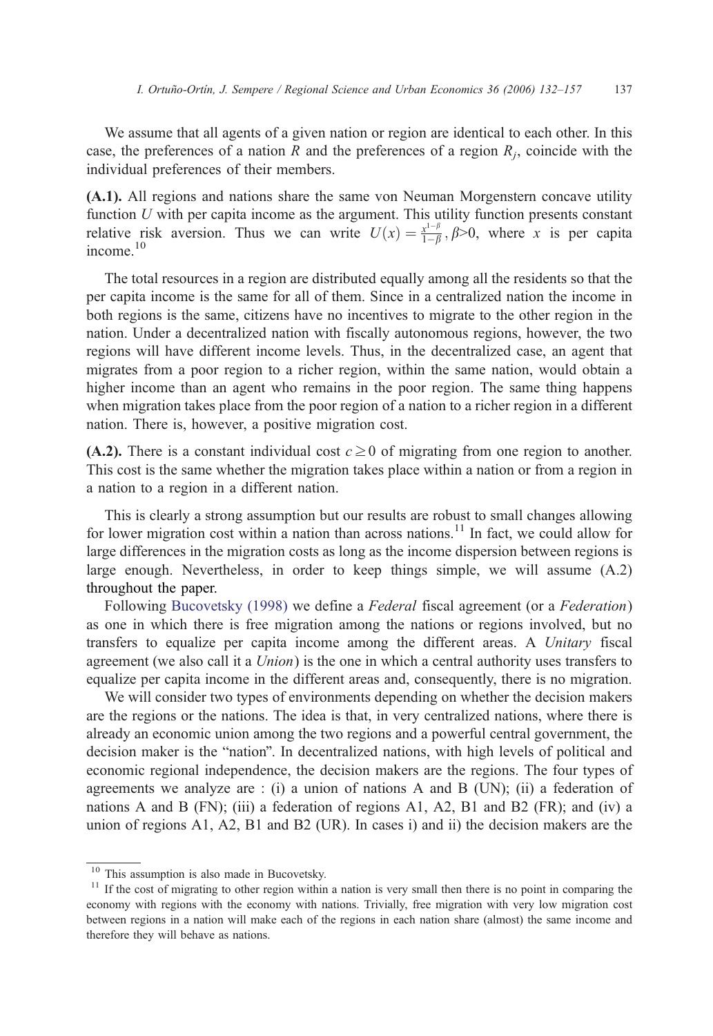We assume that all agents of a given nation or region are identical to each other. In this case, the preferences of a nation $R$ and the preferences of a region $R_j$, coincide with the individual preferences of their members.

**(A.1).** All regions and nations share the same von Neuman Morgenstern concave utility function $U$ with per capita income as the argument. This utility function presents constant relative risk aversion. Thus we can write $U(x)=\frac{x^{1-\beta}}{1-\beta}, \beta>0$, where $x$ is per capita income.[10]

The total resources in a region are distributed equally among all the residents so that the per capita income is the same for all of them. Since in a centralized nation the income in both regions is the same, citizens have no incentives to migrate to the other region in the nation. Under a decentralized nation with fiscally autonomous regions, however, the two regions will have different income levels. Thus, in the decentralized case, an agent that migrates from a poor region to a richer region, within the same nation, would obtain a higher income than an agent who remains in the poor region. The same thing happens when migration takes place from the poor region of a nation to a richer region in a different nation. There is, however, a positive migration cost.

**(A.2).** There is a constant individual cost $c \geq 0$ of migrating from one region to another. This cost is the same whether the migration takes place within a nation or from a region in a nation to a region in a different nation.

This is clearly a strong assumption but our results are robust to small changes allowing for lower migration cost within a nation than across nations.[11] In fact, we could allow for large differences in the migration costs as long as the income dispersion between regions is large enough. Nevertheless, in order to keep things simple, we will assume (A.2) throughout the paper.

Following Bucovetsky (1998) we define a *Federal* fiscal agreement (or a *Federation*) as one in which there is free migration among the nations or regions involved, but no transfers to equalize per capita income among the different areas. A *Unitary* fiscal agreement (we also call it a *Union*) is the one in which a central authority uses transfers to equalize per capita income in the different areas and, consequently, there is no migration.

We will consider two types of environments depending on whether the decision makers are the regions or the nations. The idea is that, in very centralized nations, where there is already an economic union among the two regions and a powerful central government, the decision maker is the "nation". In decentralized nations, with high levels of political and economic regional independence, the decision makers are the regions. The four types of agreements we analyze are : (i) a union of nations A and B (UN); (ii) a federation of nations A and B (FN); (iii) a federation of regions A1, A2, B1 and B2 (FR); and (iv) a union of regions A1, A2, B1 and B2 (UR). In cases i) and ii) the decision makers are the

[10] This assumption is also made in Bucovetsky.

[11] If the cost of migrating to other region within a nation is very small then there is no point in comparing the economy with regions with the economy with nations. Trivially, free migration with very low migration cost between regions in a nation will make each of the regions in each nation share (almost) the same income and therefore they will behave as nations.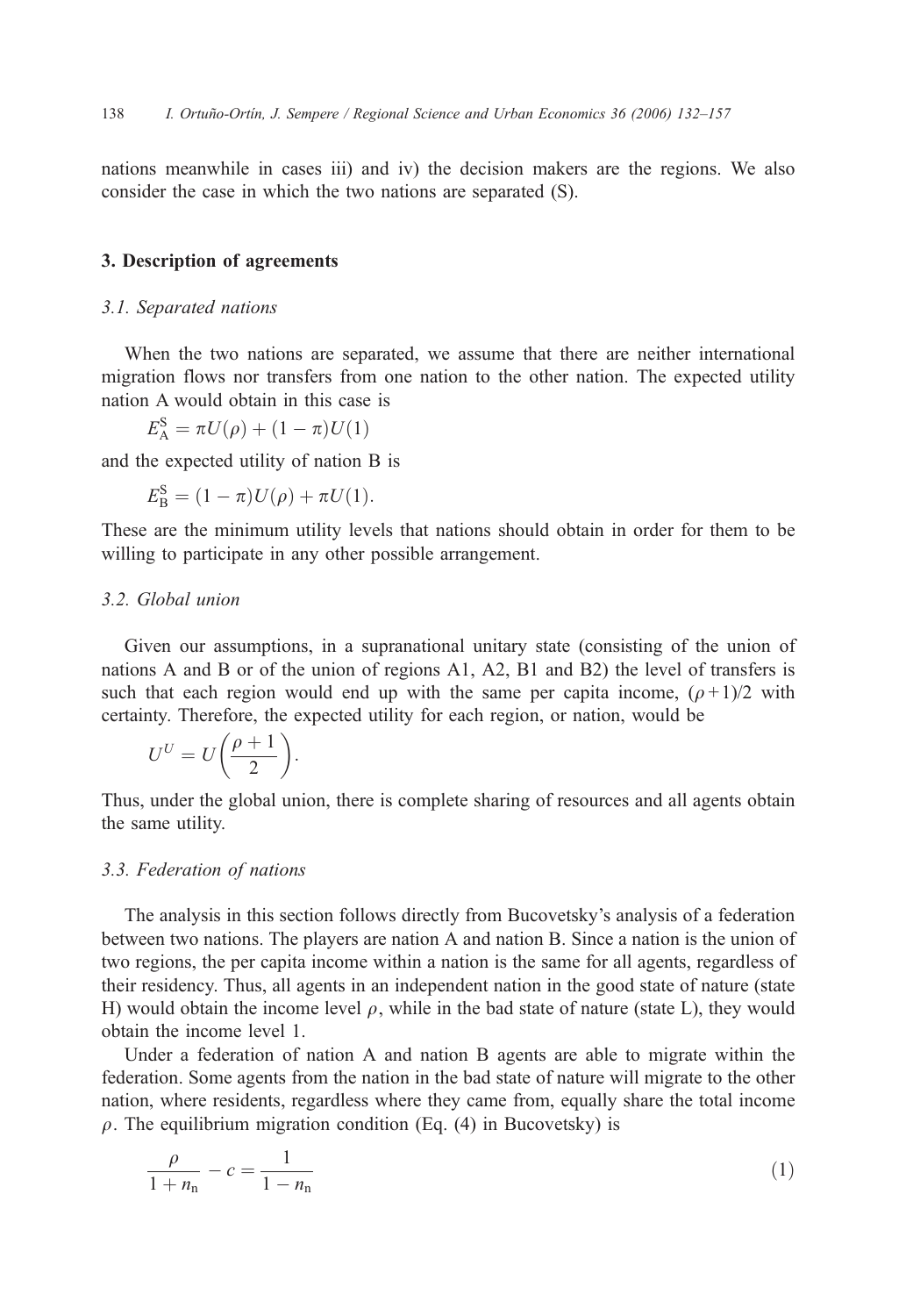nations meanwhile in cases iii) and iv) the decision makers are the regions. We also consider the case in which the two nations are separated (S).

## 3. Description of agreements

### *3.1. Separated nations*

When the two nations are separated, we assume that there are neither international migration flows nor transfers from one nation to the other nation. The expected utility nation A would obtain in this case is

$$E_{\mathrm{A}}^{\mathrm{S}} = \pi U(\rho) + (1-\pi)U(1)$$

and the expected utility of nation B is

$$E_{\mathrm{B}}^{\mathrm{S}} = (1-\pi)U(\rho) + \pi U(1).$$

These are the minimum utility levels that nations should obtain in order for them to be willing to participate in any other possible arrangement.

### *3.2. Global union*

Given our assumptions, in a supranational unitary state (consisting of the union of nations A and B or of the union of regions A1, A2, B1 and B2) the level of transfers is such that each region would end up with the same per capita income, $(\rho+1)/2$ with certainty. Therefore, the expected utility for each region, or nation, would be

$$U^{U} = U\left(\frac{\rho+1}{2}\right).$$

Thus, under the global union, there is complete sharing of resources and all agents obtain the same utility.

### *3.3. Federation of nations*

The analysis in this section follows directly from Bucovetsky's analysis of a federation between two nations. The players are nation A and nation B. Since a nation is the union of two regions, the per capita income within a nation is the same for all agents, regardless of their residency. Thus, all agents in an independent nation in the good state of nature (state H) would obtain the income level $\rho$, while in the bad state of nature (state L), they would obtain the income level 1.

Under a federation of nation A and nation B agents are able to migrate within the federation. Some agents from the nation in the bad state of nature will migrate to the other nation, where residents, regardless where they came from, equally share the total income $\rho$. The equilibrium migration condition (Eq. (4) in Bucovetsky) is

$$\frac{\rho}{1+n_{\mathrm{n}}} - c = \frac{1}{1-n_{\mathrm{n}}} \tag{1}$$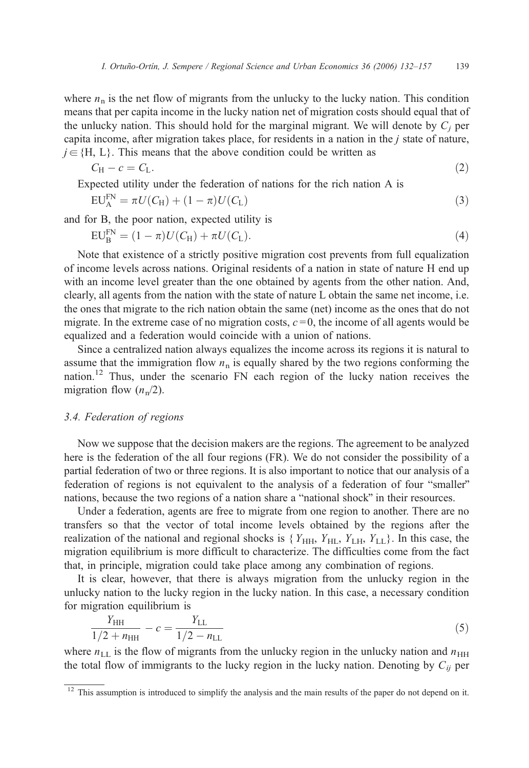where $n_{\mathrm{n}}$ is the net flow of migrants from the unlucky to the lucky nation. This condition means that per capita income in the lucky nation net of migration costs should equal that of the unlucky nation. This should hold for the marginal migrant. We will denote by $C_j$ per capita income, after migration takes place, for residents in a nation in the $j$ state of nature, $j \in \{\mathrm{H}, \mathrm{L}\}$. This means that the above condition could be written as

$$C_{\mathrm{H}} - c = C_{\mathrm{L}}. \tag{2}$$

Expected utility under the federation of nations for the rich nation A is

$$\mathrm{EU}_{\mathrm{A}}^{\mathrm{FN}} = \pi U(C_{\mathrm{H}}) + (1-\pi)U(C_{\mathrm{L}}) \tag{3}$$

and for B, the poor nation, expected utility is

$$\mathrm{EU}_{\mathrm{B}}^{\mathrm{FN}} = (1-\pi)U(C_{\mathrm{H}}) + \pi U(C_{\mathrm{L}}). \tag{4}$$

Note that existence of a strictly positive migration cost prevents from full equalization of income levels across nations. Original residents of a nation in state of nature H end up with an income level greater than the one obtained by agents from the other nation. And, clearly, all agents from the nation with the state of nature L obtain the same net income, i.e. the ones that migrate to the rich nation obtain the same (net) income as the ones that do not migrate. In the extreme case of no migration costs, $c=0$, the income of all agents would be equalized and a federation would coincide with a union of nations.

Since a centralized nation always equalizes the income across its regions it is natural to assume that the immigration flow $n_{\mathrm{n}}$ is equally shared by the two regions conforming the nation.[12] Thus, under the scenario FN each region of the lucky nation receives the migration flow $(n_{\mathrm{n}}/2)$.

### 3.4. Federation of regions

Now we suppose that the decision makers are the regions. The agreement to be analyzed here is the federation of the all four regions (FR). We do not consider the possibility of a partial federation of two or three regions. It is also important to notice that our analysis of a federation of regions is not equivalent to the analysis of a federation of four "smaller" nations, because the two regions of a nation share a "national shock" in their resources.

Under a federation, agents are free to migrate from one region to another. There are no transfers so that the vector of total income levels obtained by the regions after the realization of the national and regional shocks is $\{Y_{\mathrm{HH}}, Y_{\mathrm{HL}}, Y_{\mathrm{LH}}, Y_{\mathrm{LL}}\}$. In this case, the migration equilibrium is more difficult to characterize. The difficulties come from the fact that, in principle, migration could take place among any combination of regions.

It is clear, however, that there is always migration from the unlucky region in the unlucky nation to the lucky region in the lucky nation. In this case, a necessary condition for migration equilibrium is

$$\frac{Y_{\mathrm{HH}}}{1/2 + n_{\mathrm{HH}}} - c = \frac{Y_{\mathrm{LL}}}{1/2 - n_{\mathrm{LL}}} \tag{5}$$

where $n_{\mathrm{LL}}$ is the flow of migrants from the unlucky region in the unlucky nation and $n_{\mathrm{HH}}$ the total flow of immigrants to the lucky region in the lucky nation. Denoting by $C_{ij}$ per

[12] This assumption is introduced to simplify the analysis and the main results of the paper do not depend on it.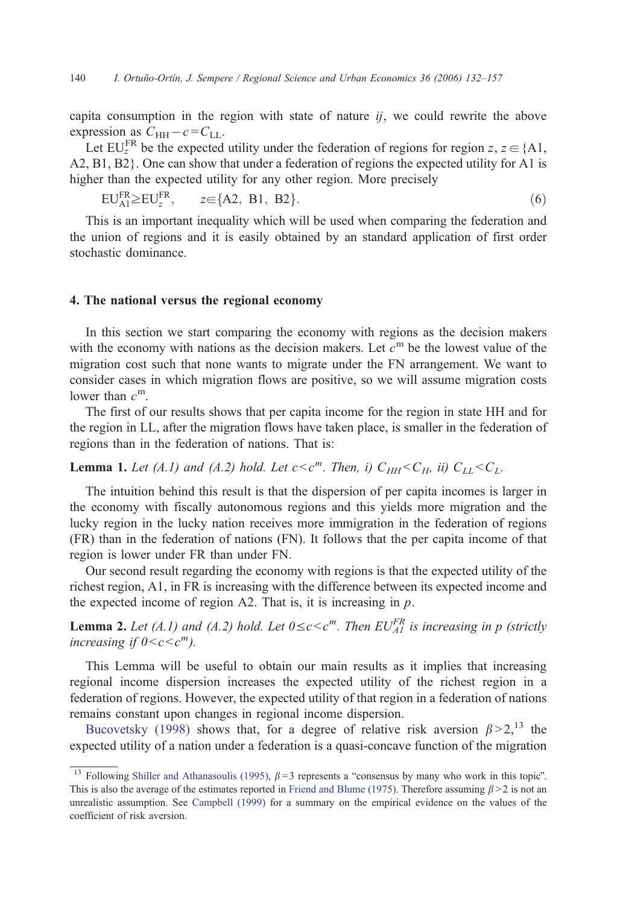capita consumption in the region with state of nature $ij$, we could rewrite the above expression as $C_{\mathrm{HH}} - c = C_{\mathrm{LL}}$.

Let $\mathrm{EU}_z^{\mathrm{FR}}$ be the expected utility under the federation of regions for region $z$, $z \in \{\mathrm{A1}, \mathrm{A2}, \mathrm{B1}, \mathrm{B2}\}$. One can show that under a federation of regions the expected utility for A1 is higher than the expected utility for any other region. More precisely

$$\mathrm{EU}_{\mathrm{A1}}^{\mathrm{FR}} \geq \mathrm{EU}_z^{\mathrm{FR}}, \qquad z \in \{\mathrm{A2},\ \mathrm{B1},\ \mathrm{B2}\}. \tag{6}$$

This is an important inequality which will be used when comparing the federation and the union of regions and it is easily obtained by an standard application of first order stochastic dominance.

## 4. The national versus the regional economy

In this section we start comparing the economy with regions as the decision makers with the economy with nations as the decision makers. Let $c^{\mathrm{m}}$ be the lowest value of the migration cost such that none wants to migrate under the FN arrangement. We want to consider cases in which migration flows are positive, so we will assume migration costs lower than $c^{\mathrm{m}}$.

The first of our results shows that per capita income for the region in state HH and for the region in LL, after the migration flows have taken place, is smaller in the federation of regions than in the federation of nations. That is:

**Lemma 1.** *Let (A.1) and (A.2) hold. Let $c < c^m$. Then, i) $C_{HH} < C_H$, ii) $C_{LL} < C_L$.*

The intuition behind this result is that the dispersion of per capita incomes is larger in the economy with fiscally autonomous regions and this yields more migration and the lucky region in the lucky nation receives more immigration in the federation of regions (FR) than in the federation of nations (FN). It follows that the per capita income of that region is lower under FR than under FN.

Our second result regarding the economy with regions is that the expected utility of the richest region, A1, in FR is increasing with the difference between its expected income and the expected income of region A2. That is, it is increasing in $p$.

**Lemma 2.** *Let (A.1) and (A.2) hold. Let $0 \leq c < c^m$. Then $EU_{A1}^{FR}$ is increasing in p (strictly increasing if $0 < c < c^m$).*

This Lemma will be useful to obtain our main results as it implies that increasing regional income dispersion increases the expected utility of the richest region in a federation of regions. However, the expected utility of that region in a federation of nations remains constant upon changes in regional income dispersion.

Bucovetsky (1998) shows that, for a degree of relative risk aversion $\beta > 2$,[13] the expected utility of a nation under a federation is a quasi-concave function of the migration

[13] Following Shiller and Athanasoulis (1995), $\beta = 3$ represents a "consensus by many who work in this topic". This is also the average of the estimates reported in Friend and Blume (1975). Therefore assuming $\beta > 2$ is not an unrealistic assumption. See Campbell (1999) for a summary on the empirical evidence on the values of the coefficient of risk aversion.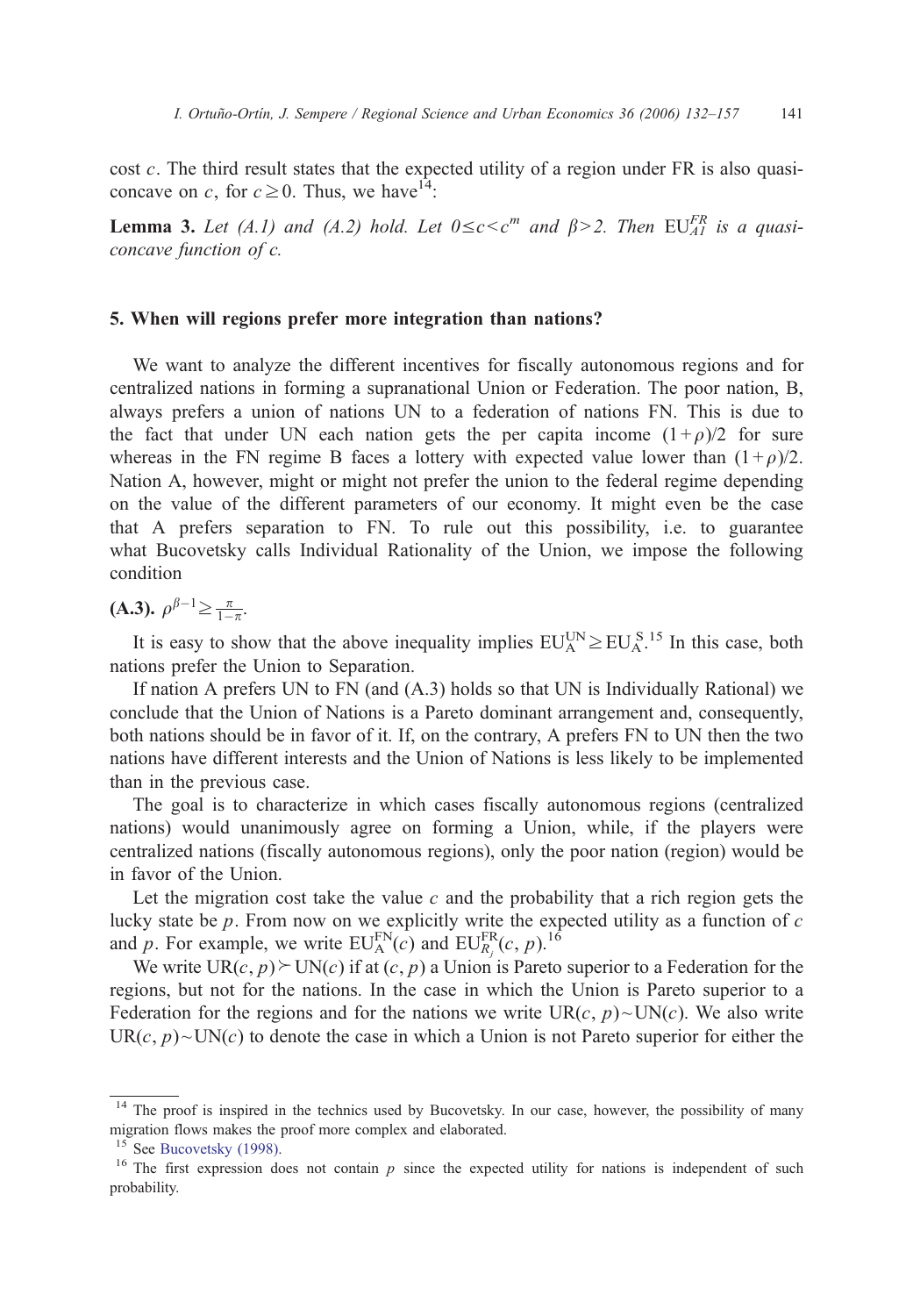cost $c$. The third result states that the expected utility of a region under FR is also quasi-concave on $c$, for $c \geq 0$. Thus, we have[14]:

**Lemma 3.** *Let (A.1) and (A.2) hold. Let* $0 \leq c < c^m$ *and* $\beta > 2$. *Then* $\mathrm{EU}_{A1}^{FR}$ *is a quasi-concave function of c.*

## 5. When will regions prefer more integration than nations?

We want to analyze the different incentives for fiscally autonomous regions and for centralized nations in forming a supranational Union or Federation. The poor nation, B, always prefers a union of nations UN to a federation of nations FN. This is due to the fact that under UN each nation gets the per capita income $(1+\rho)/2$ for sure whereas in the FN regime B faces a lottery with expected value lower than $(1+\rho)/2$. Nation A, however, might or might not prefer the union to the federal regime depending on the value of the different parameters of our economy. It might even be the case that A prefers separation to FN. To rule out this possibility, i.e. to guarantee what Bucovetsky calls Individual Rationality of the Union, we impose the following condition

**(A.3).** $\rho^{\beta-1} \geq \frac{\pi}{1-\pi}$.

It is easy to show that the above inequality implies $\mathrm{EU}_{\mathrm{A}}^{\mathrm{UN}} \geq \mathrm{EU}_{\mathrm{A}}^{\mathrm{S}}$.[15] In this case, both nations prefer the Union to Separation.

If nation A prefers UN to FN (and (A.3) holds so that UN is Individually Rational) we conclude that the Union of Nations is a Pareto dominant arrangement and, consequently, both nations should be in favor of it. If, on the contrary, A prefers FN to UN then the two nations have different interests and the Union of Nations is less likely to be implemented than in the previous case.

The goal is to characterize in which cases fiscally autonomous regions (centralized nations) would unanimously agree on forming a Union, while, if the players were centralized nations (fiscally autonomous regions), only the poor nation (region) would be in favor of the Union.

Let the migration cost take the value $c$ and the probability that a rich region gets the lucky state be $p$. From now on we explicitly write the expected utility as a function of $c$ and $p$. For example, we write $\mathrm{EU}_{\mathrm{A}}^{\mathrm{FN}}(c)$ and $\mathrm{EU}_{R_j}^{\mathrm{FR}}(c, p)$.[16]

We write $\mathrm{UR}(c, p) \succ \mathrm{UN}(c)$ if at $(c, p)$ a Union is Pareto superior to a Federation for the regions, but not for the nations. In the case in which the Union is Pareto superior to a Federation for the regions and for the nations we write $\mathrm{UR}(c, p) \sim \mathrm{UN}(c)$. We also write $\mathrm{UR}(c, p) \sim \mathrm{UN}(c)$ to denote the case in which a Union is not Pareto superior for either the

---

[14] The proof is inspired in the technics used by Bucovetsky. In our case, however, the possibility of many migration flows makes the proof more complex and elaborated.

[15] See Bucovetsky (1998).

[16] The first expression does not contain $p$ since the expected utility for nations is independent of such probability.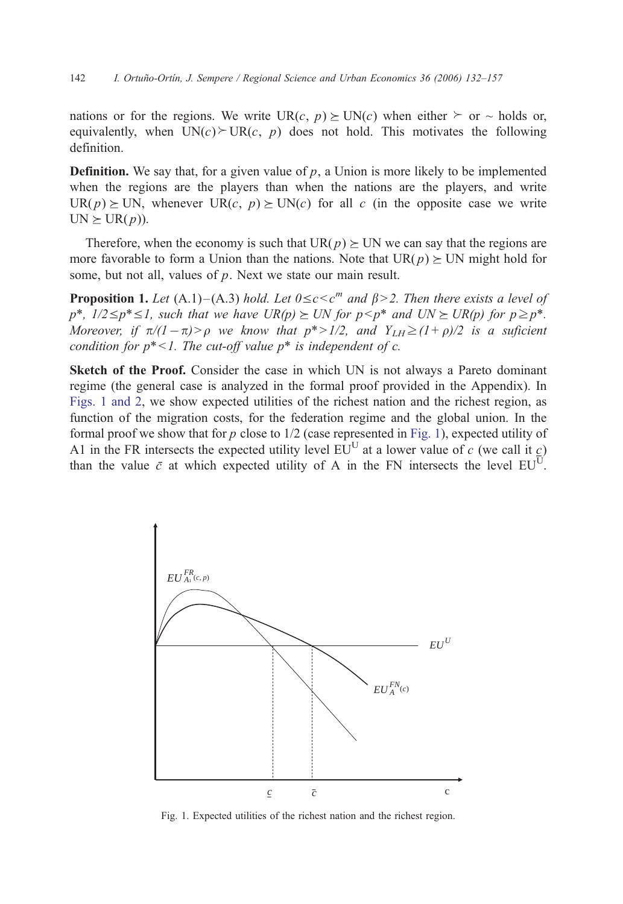nations or for the regions. We write $\mathrm{UR}(c, p) \succeq \mathrm{UN}(c)$ when either $\succ$ or $\sim$ holds or, equivalently, when $\mathrm{UN}(c) \succ \mathrm{UR}(c, p)$ does not hold. This motivates the following definition.

**Definition.** We say that, for a given value of $p$, a Union is more likely to be implemented when the regions are the players than when the nations are the players, and write $\mathrm{UR}(p) \succeq \mathrm{UN}$, whenever $\mathrm{UR}(c, p) \succeq \mathrm{UN}(c)$ for all $c$ (in the opposite case we write $\mathrm{UN} \succeq \mathrm{UR}(p)$).

Therefore, when the economy is such that $\mathrm{UR}(p) \succeq \mathrm{UN}$ we can say that the regions are more favorable to form a Union than the nations. Note that $\mathrm{UR}(p) \succeq \mathrm{UN}$ might hold for some, but not all, values of $p$. Next we state our main result.

**Proposition 1.** *Let* (A.1)–(A.3) *hold. Let* $0 \leq c < c^m$ *and* $\beta > 2$*. Then there exists a level of* $p^*$*,* $1/2 \leq p^* \leq 1$*, such that we have* $UR(p) \succeq UN$ *for* $p < p^*$ *and* $UN \succeq UR(p)$ *for* $p \geq p^*$*. Moreover, if* $\pi/(1-\pi) > \rho$ *we know that* $p^* > 1/2$*, and* $Y_{LH} \geq (1+\rho)/2$ *is a suficient condition for* $p^* < 1$*. The cut-off value* $p^*$ *is independent of c.*

**Sketch of the Proof.** Consider the case in which UN is not always a Pareto dominant regime (the general case is analyzed in the formal proof provided in the Appendix). In Figs. 1 and 2, we show expected utilities of the richest nation and the richest region, as function of the migration costs, for the federation regime and the global union. In the formal proof we show that for $p$ close to 1/2 (case represented in Fig. 1), expected utility of A1 in the FR intersects the expected utility level $\mathrm{EU^U}$ at a lower value of $c$ (we call it $\underline{c}$) than the value $\bar{c}$ at which expected utility of A in the FN intersects the level $\mathrm{EU^U}$.

Fig. 1. Expected utilities of the richest nation and the richest region.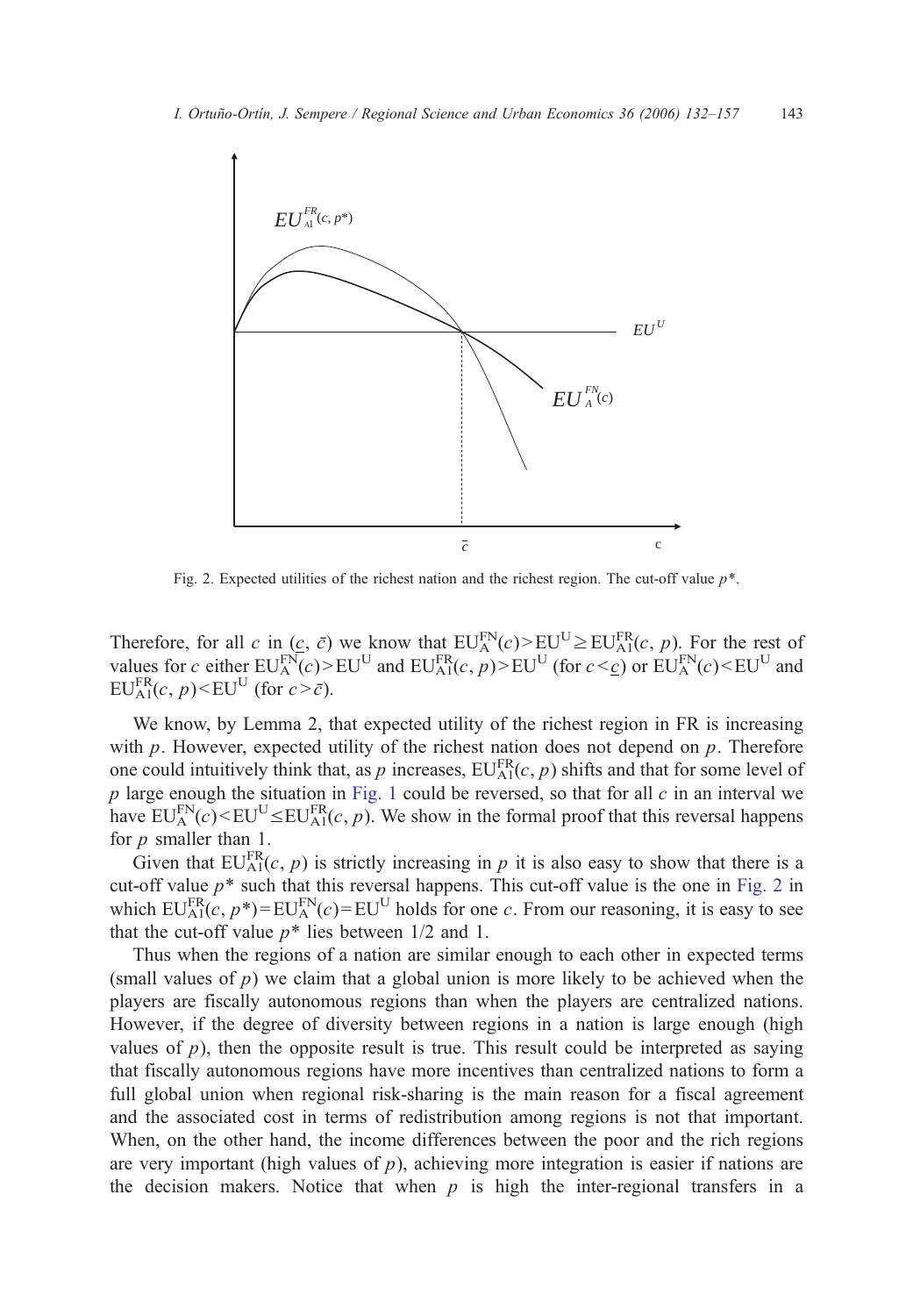Fig. 2. Expected utilities of the richest nation and the richest region. The cut-off value $p^*$.

Therefore, for all $c$ in $(\underline{c}, \bar{c})$ we know that $EU_A^{FN}(c) > EU^U \geq EU_{A1}^{FR}(c, p)$. For the rest of values for $c$ either $EU_A^{FN}(c) > EU^U$ and $EU_{A1}^{FR}(c, p) > EU^U$ (for $c < \underline{c}$) or $EU_A^{FN}(c) < EU^U$ and $EU_{A1}^{FR}(c, p) < EU^U$ (for $c > \bar{c}$).

We know, by Lemma 2, that expected utility of the richest region in FR is increasing with $p$. However, expected utility of the richest nation does not depend on $p$. Therefore one could intuitively think that, as $p$ increases, $EU_{A1}^{FR}(c, p)$ shifts and that for some level of $p$ large enough the situation in Fig. 1 could be reversed, so that for all $c$ in an interval we have $EU_A^{FN}(c) < EU^U \leq EU_{A1}^{FR}(c, p)$. We show in the formal proof that this reversal happens for $p$ smaller than 1.

Given that $EU_{A1}^{FR}(c, p)$ is strictly increasing in $p$ it is also easy to show that there is a cut-off value $p^*$ such that this reversal happens. This cut-off value is the one in Fig. 2 in which $EU_{A1}^{FR}(c, p^*) = EU_A^{FN}(c) = EU^U$ holds for one $c$. From our reasoning, it is easy to see that the cut-off value $p^*$ lies between 1/2 and 1.

Thus when the regions of a nation are similar enough to each other in expected terms (small values of $p$) we claim that a global union is more likely to be achieved when the players are fiscally autonomous regions than when the players are centralized nations. However, if the degree of diversity between regions in a nation is large enough (high values of $p$), then the opposite result is true. This result could be interpreted as saying that fiscally autonomous regions have more incentives than centralized nations to form a full global union when regional risk-sharing is the main reason for a fiscal agreement and the associated cost in terms of redistribution among regions is not that important. When, on the other hand, the income differences between the poor and the rich regions are very important (high values of $p$), achieving more integration is easier if nations are the decision makers. Notice that when $p$ is high the inter-regional transfers in a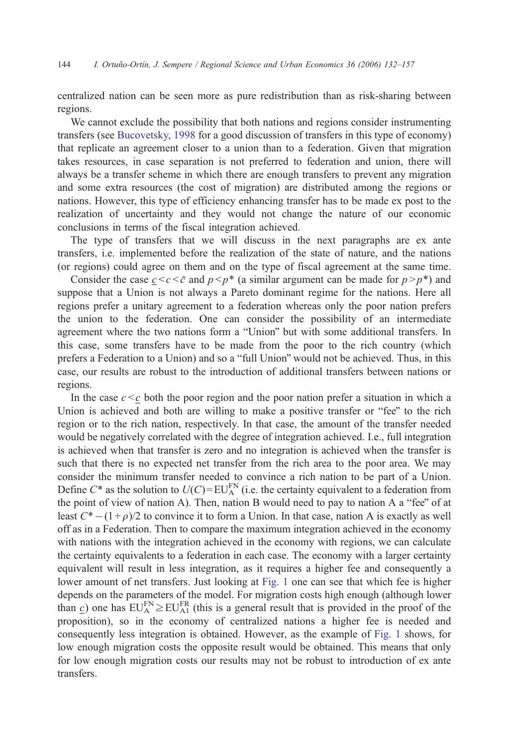centralized nation can be seen more as pure redistribution than as risk-sharing between regions.

We cannot exclude the possibility that both nations and regions consider instrumenting transfers (see Bucovetsky, 1998 for a good discussion of transfers in this type of economy) that replicate an agreement closer to a union than to a federation. Given that migration takes resources, in case separation is not preferred to federation and union, there will always be a transfer scheme in which there are enough transfers to prevent any migration and some extra resources (the cost of migration) are distributed among the regions or nations. However, this type of efficiency enhancing transfer has to be made ex post to the realization of uncertainty and they would not change the nature of our economic conclusions in terms of the fiscal integration achieved.

The type of transfers that we will discuss in the next paragraphs are ex ante transfers, i.e. implemented before the realization of the state of nature, and the nations (or regions) could agree on them and on the type of fiscal agreement at the same time.

Consider the case $\underline{c} < c < \bar{c}$ and $p < p^*$ (a similar argument can be made for $p > p^*$) and suppose that a Union is not always a Pareto dominant regime for the nations. Here all regions prefer a unitary agreement to a federation whereas only the poor nation prefers the union to the federation. One can consider the possibility of an intermediate agreement where the two nations form a "Union" but with some additional transfers. In this case, some transfers have to be made from the poor to the rich country (which prefers a Federation to a Union) and so a "full Union" would not be achieved. Thus, in this case, our results are robust to the introduction of additional transfers between nations or regions.

In the case $c < \underline{c}$ both the poor region and the poor nation prefer a situation in which a Union is achieved and both are willing to make a positive transfer or "fee" to the rich region or to the rich nation, respectively. In that case, the amount of the transfer needed would be negatively correlated with the degree of integration achieved. I.e., full integration is achieved when that transfer is zero and no integration is achieved when the transfer is such that there is no expected net transfer from the rich area to the poor area. We may consider the minimum transfer needed to convince a rich nation to be part of a Union. Define $C^*$ as the solution to $U(C) = \mathrm{EU}_{\mathrm{A}}^{\mathrm{FN}}$ (i.e. the certainty equivalent to a federation from the point of view of nation A). Then, nation B would need to pay to nation A a "fee" of at least $C^* - (1+\rho)/2$ to convince it to form a Union. In that case, nation A is exactly as well off as in a Federation. Then to compare the maximum integration achieved in the economy with nations with the integration achieved in the economy with regions, we can calculate the certainty equivalents to a federation in each case. The economy with a larger certainty equivalent will result in less integration, as it requires a higher fee and consequently a lower amount of net transfers. Just looking at Fig. 1 one can see that which fee is higher depends on the parameters of the model. For migration costs high enough (although lower than $\underline{c}$) one has $\mathrm{EU}_{\mathrm{A}}^{\mathrm{FN}} \geq \mathrm{EU}_{\mathrm{A1}}^{\mathrm{FR}}$ (this is a general result that is provided in the proof of the proposition), so in the economy of centralized nations a higher fee is needed and consequently less integration is obtained. However, as the example of Fig. 1 shows, for low enough migration costs the opposite result would be obtained. This means that only for low enough migration costs our results may not be robust to introduction of ex ante transfers.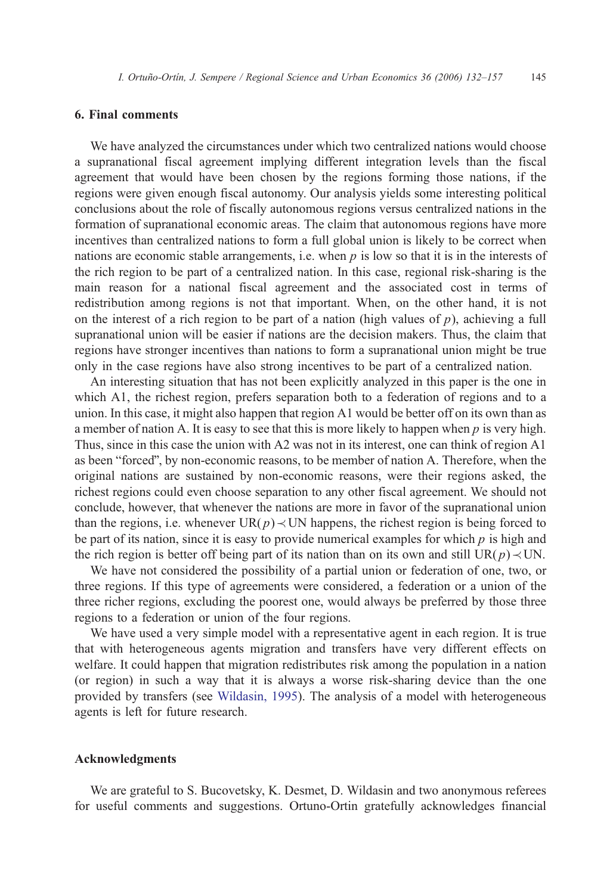## 6. Final comments

We have analyzed the circumstances under which two centralized nations would choose a supranational fiscal agreement implying different integration levels than the fiscal agreement that would have been chosen by the regions forming those nations, if the regions were given enough fiscal autonomy. Our analysis yields some interesting political conclusions about the role of fiscally autonomous regions versus centralized nations in the formation of supranational economic areas. The claim that autonomous regions have more incentives than centralized nations to form a full global union is likely to be correct when nations are economic stable arrangements, i.e. when $p$ is low so that it is in the interests of the rich region to be part of a centralized nation. In this case, regional risk-sharing is the main reason for a national fiscal agreement and the associated cost in terms of redistribution among regions is not that important. When, on the other hand, it is not on the interest of a rich region to be part of a nation (high values of $p$), achieving a full supranational union will be easier if nations are the decision makers. Thus, the claim that regions have stronger incentives than nations to form a supranational union might be true only in the case regions have also strong incentives to be part of a centralized nation.

An interesting situation that has not been explicitly analyzed in this paper is the one in which A1, the richest region, prefers separation both to a federation of regions and to a union. In this case, it might also happen that region A1 would be better off on its own than as a member of nation A. It is easy to see that this is more likely to happen when $p$ is very high. Thus, since in this case the union with A2 was not in its interest, one can think of region A1 as been "forced", by non-economic reasons, to be member of nation A. Therefore, when the original nations are sustained by non-economic reasons, were their regions asked, the richest regions could even choose separation to any other fiscal agreement. We should not conclude, however, that whenever the nations are more in favor of the supranational union than the regions, i.e. whenever $\mathrm{UR}(p) \prec \mathrm{UN}$ happens, the richest region is being forced to be part of its nation, since it is easy to provide numerical examples for which $p$ is high and the rich region is better off being part of its nation than on its own and still $\mathrm{UR}(p) \prec \mathrm{UN}$.

We have not considered the possibility of a partial union or federation of one, two, or three regions. If this type of agreements were considered, a federation or a union of the three richer regions, excluding the poorest one, would always be preferred by those three regions to a federation or union of the four regions.

We have used a very simple model with a representative agent in each region. It is true that with heterogeneous agents migration and transfers have very different effects on welfare. It could happen that migration redistributes risk among the population in a nation (or region) in such a way that it is always a worse risk-sharing device than the one provided by transfers (see Wildasin, 1995). The analysis of a model with heterogeneous agents is left for future research.

## Acknowledgments

We are grateful to S. Bucovetsky, K. Desmet, D. Wildasin and two anonymous referees for useful comments and suggestions. Ortuno-Ortin gratefully acknowledges financial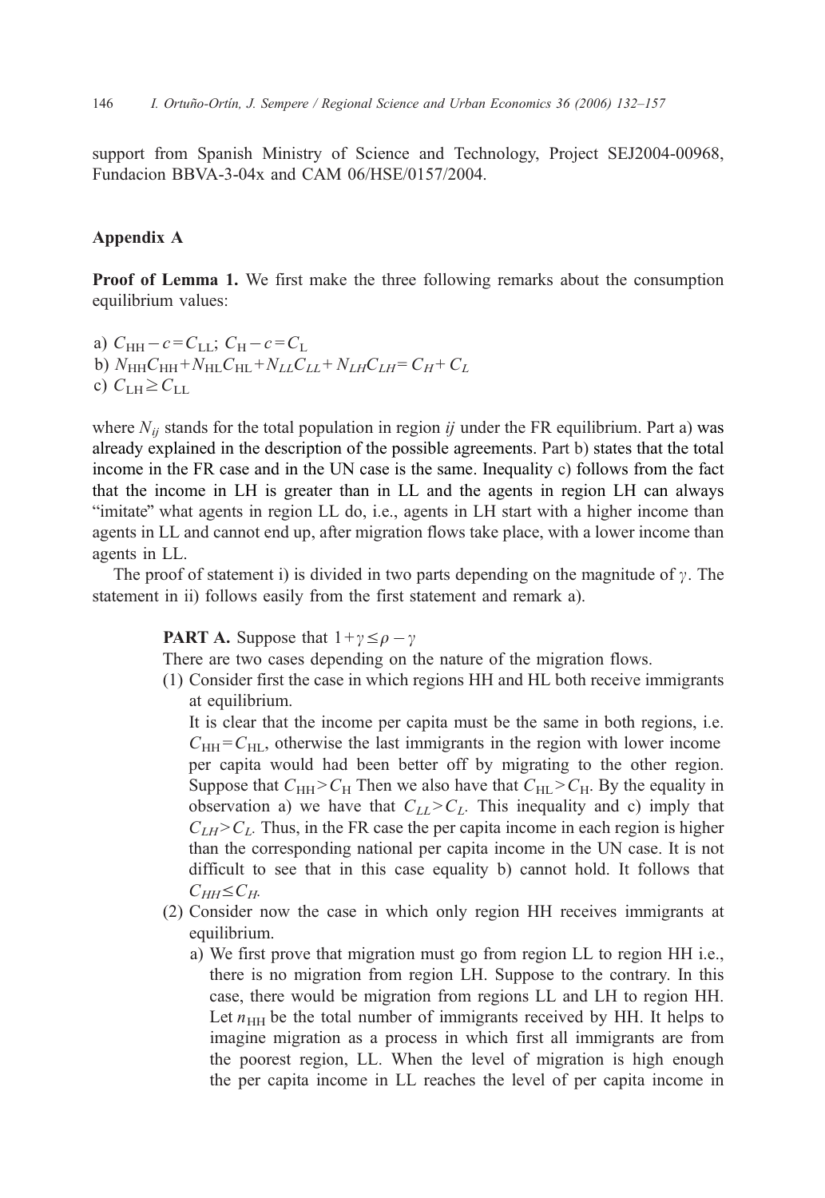support from Spanish Ministry of Science and Technology, Project SEJ2004-00968, Fundacion BBVA-3-04x and CAM 06/HSE/0157/2004.

## Appendix A

**Proof of Lemma 1.** We first make the three following remarks about the consumption equilibrium values:

a) $C_{\mathrm{HH}} - c = C_{\mathrm{LL}}$; $C_{\mathrm{H}} - c = C_{\mathrm{L}}$
b) $N_{\mathrm{HH}}C_{\mathrm{HH}} + N_{\mathrm{HL}}C_{\mathrm{HL}} + N_{LL}C_{LL} + N_{LH}C_{LH} = C_H + C_L$
c) $C_{\mathrm{LH}} \geq C_{\mathrm{LL}}$

where $N_{ij}$ stands for the total population in region *ij* under the FR equilibrium. Part a) was already explained in the description of the possible agreements. Part b) states that the total income in the FR case and in the UN case is the same. Inequality c) follows from the fact that the income in LH is greater than in LL and the agents in region LH can always "imitate" what agents in region LL do, i.e., agents in LH start with a higher income than agents in LL and cannot end up, after migration flows take place, with a lower income than agents in LL.

The proof of statement i) is divided in two parts depending on the magnitude of $\gamma$. The statement in ii) follows easily from the first statement and remark a).

**PART A.** Suppose that $1 + \gamma \leq \rho - \gamma$

There are two cases depending on the nature of the migration flows.

(1) Consider first the case in which regions HH and HL both receive immigrants at equilibrium.

It is clear that the income per capita must be the same in both regions, i.e. $C_{\mathrm{HH}} = C_{\mathrm{HL}}$, otherwise the last immigrants in the region with lower income per capita would had been better off by migrating to the other region. Suppose that $C_{\mathrm{HH}} > C_{\mathrm{H}}$ Then we also have that $C_{\mathrm{HL}} > C_{\mathrm{H}}$. By the equality in observation a) we have that $C_{LL} > C_L$. This inequality and c) imply that $C_{LH} > C_L$. Thus, in the FR case the per capita income in each region is higher than the corresponding national per capita income in the UN case. It is not difficult to see that in this case equality b) cannot hold. It follows that $C_{HH} \leq C_H$.

(2) Consider now the case in which only region HH receives immigrants at equilibrium.

a) We first prove that migration must go from region LL to region HH i.e., there is no migration from region LH. Suppose to the contrary. In this case, there would be migration from regions LL and LH to region HH. Let $n_{\mathrm{HH}}$ be the total number of immigrants received by HH. It helps to imagine migration as a process in which first all immigrants are from the poorest region, LL. When the level of migration is high enough the per capita income in LL reaches the level of per capita income in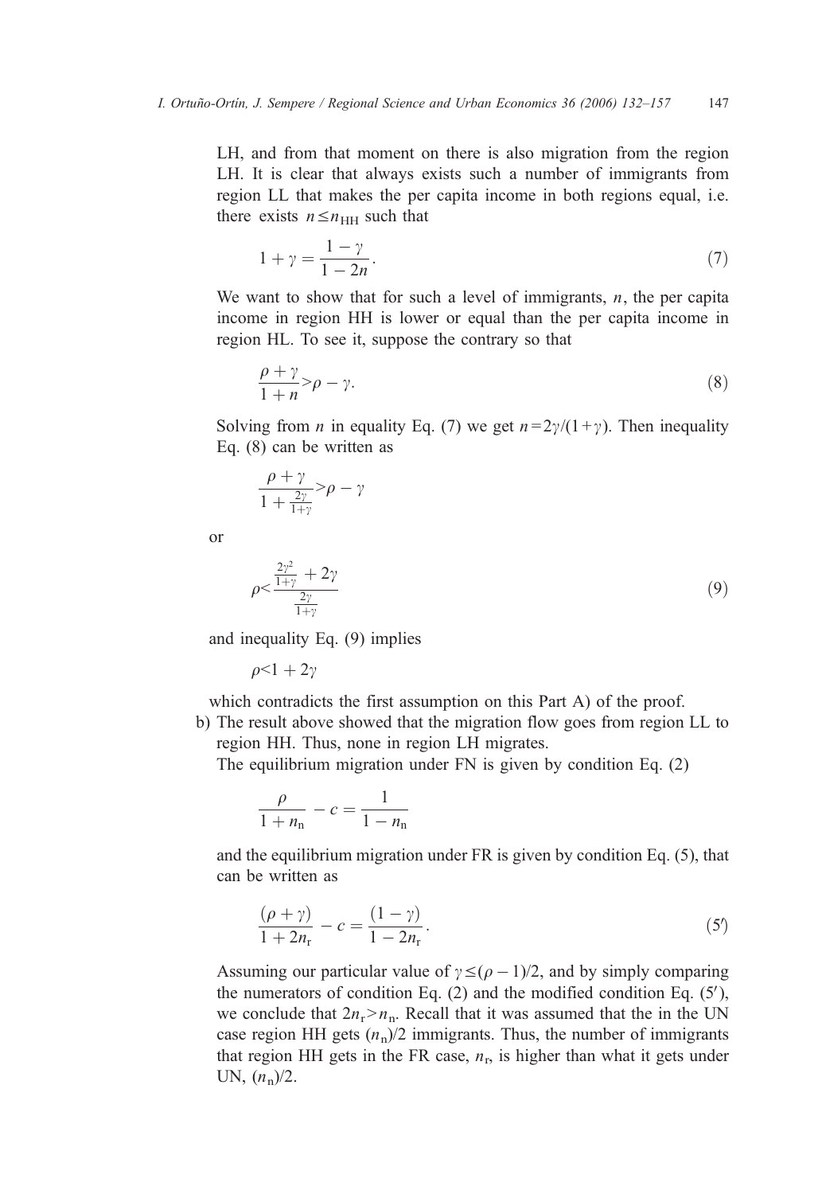LH, and from that moment on there is also migration from the region LH. It is clear that always exists such a number of immigrants from region LL that makes the per capita income in both regions equal, i.e. there exists $n \leq n_{\mathrm{HH}}$ such that

$$1+\gamma=\frac{1-\gamma}{1-2n}. \tag{7}$$

We want to show that for such a level of immigrants, $n$, the per capita income in region HH is lower or equal than the per capita income in region HL. To see it, suppose the contrary so that

$$\frac{\rho+\gamma}{1+n}>\rho-\gamma. \tag{8}$$

Solving from $n$ in equality Eq. (7) we get $n=2\gamma/(1+\gamma)$. Then inequality Eq. (8) can be written as

$$\frac{\rho+\gamma}{1+\frac{2\gamma}{1+\gamma}}>\rho-\gamma$$

or

$$\rho<\frac{\frac{2\gamma^2}{1+\gamma}+2\gamma}{\frac{2\gamma}{1+\gamma}} \tag{9}$$

and inequality Eq. (9) implies

$$\rho<1+2\gamma$$

which contradicts the first assumption on this Part A) of the proof.

b) The result above showed that the migration flow goes from region LL to region HH. Thus, none in region LH migrates.
The equilibrium migration under FN is given by condition Eq. (2)

$$\frac{\rho}{1+n_{\mathrm{n}}}-c=\frac{1}{1-n_{\mathrm{n}}}$$

and the equilibrium migration under FR is given by condition Eq. (5), that can be written as

$$\frac{(\rho+\gamma)}{1+2n_{\mathrm{r}}}-c=\frac{(1-\gamma)}{1-2n_{\mathrm{r}}}. \tag{5'}$$

Assuming our particular value of $\gamma \leq (\rho-1)/2$, and by simply comparing the numerators of condition Eq. (2) and the modified condition Eq. (5′), we conclude that $2n_{\mathrm{r}}>n_{\mathrm{n}}$. Recall that it was assumed that the in the UN case region HH gets $(n_{\mathrm{n}})/2$ immigrants. Thus, the number of immigrants that region HH gets in the FR case, $n_{\mathrm{r}}$, is higher than what it gets under UN, $(n_{\mathrm{n}})/2$.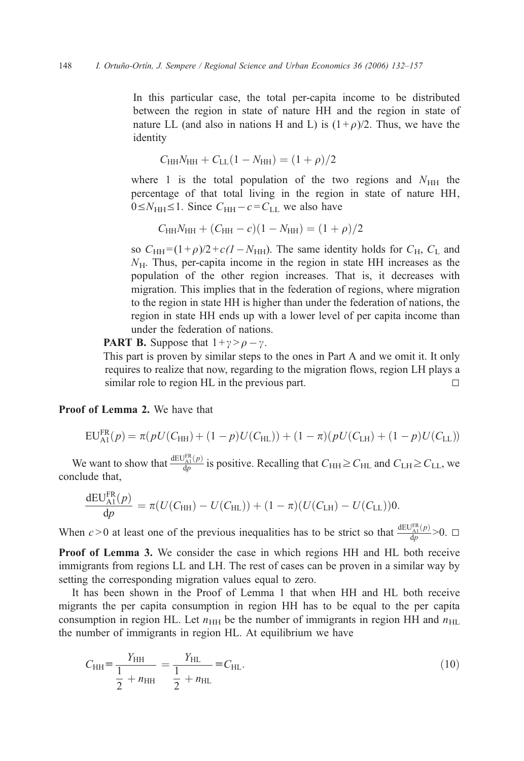In this particular case, the total per-capita income to be distributed between the region in state of nature HH and the region in state of nature LL (and also in nations H and L) is $(1+\rho)/2$. Thus, we have the identity

$$C_{\text{HH}}N_{\text{HH}} + C_{\text{LL}}(1 - N_{\text{HH}}) = (1 + \rho)/2$$

where 1 is the total population of the two regions and $N_{\text{HH}}$ the percentage of that total living in the region in state of nature HH, $0 \leq N_{\text{HH}} \leq 1$. Since $C_{\text{HH}} - c = C_{\text{LL}}$ we also have

$$C_{\text{HH}}N_{\text{HH}} + (C_{\text{HH}} - c)(1 - N_{\text{HH}}) = (1 + \rho)/2$$

so $C_{\text{HH}} = (1+\rho)/2 + c(1 - N_{\text{HH}})$. The same identity holds for $C_{\text{H}}$, $C_{\text{L}}$ and $N_{\text{H}}$. Thus, per-capita income in the region in state HH increases as the population of the other region increases. That is, it decreases with migration. This implies that in the federation of regions, where migration to the region in state HH is higher than under the federation of nations, the region in state HH ends up with a lower level of per capita income than under the federation of nations.

**PART B.** Suppose that $1+\gamma > \rho - \gamma$.

This part is proven by similar steps to the ones in Part A and we omit it. It only requires to realize that now, regarding to the migration flows, region LH plays a similar role to region HL in the previous part. □

**Proof of Lemma 2.** We have that

$$\text{EU}_{\text{A1}}^{\text{FR}}(p) = \pi(pU(C_{\text{HH}}) + (1-p)U(C_{\text{HL}})) + (1-\pi)(pU(C_{\text{LH}}) + (1-p)U(C_{\text{LL}}))$$

We want to show that $\frac{\text{dEU}_{\text{A1}}^{\text{FR}}(p)}{\text{d}p}$ is positive. Recalling that $C_{\text{HH}} \geq C_{\text{HL}}$ and $C_{\text{LH}} \geq C_{\text{LL}}$, we conclude that,

$$\frac{\text{dEU}_{\text{A1}}^{\text{FR}}(p)}{\text{d}p} = \pi(U(C_{\text{HH}}) - U(C_{\text{HL}})) + (1-\pi)(U(C_{\text{LH}}) - U(C_{\text{LL}}))0.$$

When $c > 0$ at least one of the previous inequalities has to be strict so that $\frac{\text{dEU}_{\text{A1}}^{\text{FR}}(p)}{\text{d}p} > 0$. □

**Proof of Lemma 3.** We consider the case in which regions HH and HL both receive immigrants from regions LL and LH. The rest of cases can be proven in a similar way by setting the corresponding migration values equal to zero.

It has been shown in the Proof of Lemma 1 that when HH and HL both receive migrants the per capita consumption in region HH has to be equal to the per capita consumption in region HL. Let $n_{\text{HH}}$ be the number of immigrants in region HH and $n_{\text{HL}}$ the number of immigrants in region HL. At equilibrium we have

$$C_{\text{HH}} \equiv \frac{Y_{\text{HH}}}{\frac{1}{2} + n_{\text{HH}}} = \frac{Y_{\text{HL}}}{\frac{1}{2} + n_{\text{HL}}} \equiv C_{\text{HL}}. \tag{10}$$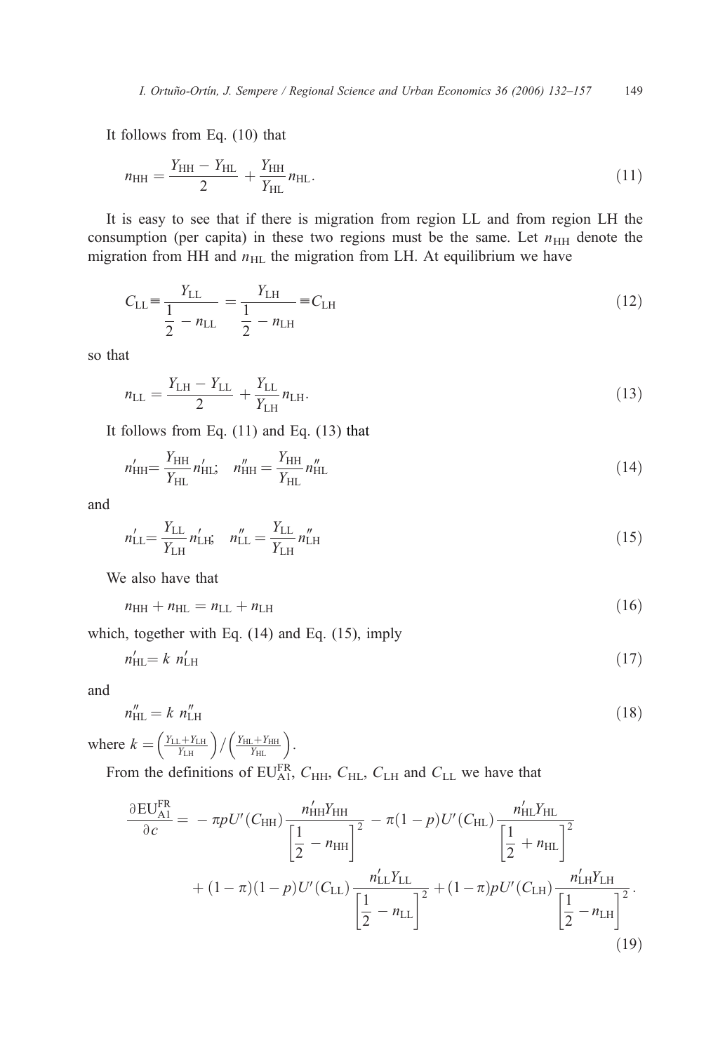It follows from Eq. (10) that

$$n_{\mathrm{HH}} = \frac{Y_{\mathrm{HH}} - Y_{\mathrm{HL}}}{2} + \frac{Y_{\mathrm{HH}}}{Y_{\mathrm{HL}}} n_{\mathrm{HL}}. \tag{11}$$

It is easy to see that if there is migration from region LL and from region LH the consumption (per capita) in these two regions must be the same. Let $n_{\mathrm{HH}}$ denote the migration from HH and $n_{\mathrm{HL}}$ the migration from LH. At equilibrium we have

$$C_{\mathrm{LL}} \equiv \frac{Y_{\mathrm{LL}}}{\dfrac{1}{2} - n_{\mathrm{LL}}} = \frac{Y_{\mathrm{LH}}}{\dfrac{1}{2} - n_{\mathrm{LH}}} \equiv C_{\mathrm{LH}} \tag{12}$$

so that

$$n_{\mathrm{LL}} = \frac{Y_{\mathrm{LH}} - Y_{\mathrm{LL}}}{2} + \frac{Y_{\mathrm{LL}}}{Y_{\mathrm{LH}}} n_{\mathrm{LH}}. \tag{13}$$

It follows from Eq. (11) and Eq. (13) that

$$n'_{\mathrm{HH}} = \frac{Y_{\mathrm{HH}}}{Y_{\mathrm{HL}}} n'_{\mathrm{HL}}; \quad n''_{\mathrm{HH}} = \frac{Y_{\mathrm{HH}}}{Y_{\mathrm{HL}}} n''_{\mathrm{HL}} \tag{14}$$

and

$$n'_{\mathrm{LL}} = \frac{Y_{\mathrm{LL}}}{Y_{\mathrm{LH}}} n'_{\mathrm{LH}}; \quad n''_{\mathrm{LL}} = \frac{Y_{\mathrm{LL}}}{Y_{\mathrm{LH}}} n''_{\mathrm{LH}} \tag{15}$$

We also have that

$$n_{\mathrm{HH}} + n_{\mathrm{HL}} = n_{\mathrm{LL}} + n_{\mathrm{LH}} \tag{16}$$

which, together with Eq. (14) and Eq. (15), imply

$$n'_{\mathrm{HL}} = k\ n'_{\mathrm{LH}} \tag{17}$$

and

$$n''_{\mathrm{HL}} = k\ n''_{\mathrm{LH}} \tag{18}$$

where $k = \left(\frac{Y_{\mathrm{LL}} + Y_{\mathrm{LH}}}{Y_{\mathrm{LH}}}\right) / \left(\frac{Y_{\mathrm{HL}} + Y_{\mathrm{HH}}}{Y_{\mathrm{HL}}}\right)$.

From the definitions of $\mathrm{EU}^{\mathrm{FR}}_{\mathrm{A1}}$, $C_{\mathrm{HH}}$, $C_{\mathrm{HL}}$, $C_{\mathrm{LH}}$ and $C_{\mathrm{LL}}$ we have that

$$\begin{aligned}\frac{\partial \mathrm{EU}^{\mathrm{FR}}_{\mathrm{A1}}}{\partial c} = & -\pi p U'(C_{\mathrm{HH}}) \frac{n'_{\mathrm{HH}} Y_{\mathrm{HH}}}{\left[\dfrac{1}{2} - n_{\mathrm{HH}}\right]^2} - \pi(1-p) U'(C_{\mathrm{HL}}) \frac{n'_{\mathrm{HL}} Y_{\mathrm{HL}}}{\left[\dfrac{1}{2} + n_{\mathrm{HL}}\right]^2} \\ & + (1-\pi)(1-p) U'(C_{\mathrm{LL}}) \frac{n'_{\mathrm{LL}} Y_{\mathrm{LL}}}{\left[\dfrac{1}{2} - n_{\mathrm{LL}}\right]^2} + (1-\pi) p U'(C_{\mathrm{LH}}) \frac{n'_{\mathrm{LH}} Y_{\mathrm{LH}}}{\left[\dfrac{1}{2} - n_{\mathrm{LH}}\right]^2}.\end{aligned} \tag{19}$$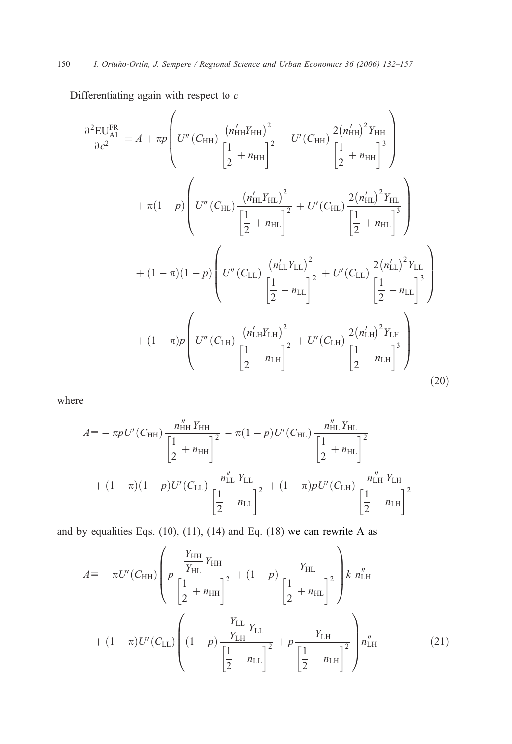Differentiating again with respect to $c$

$$
\begin{aligned}
\frac{\partial^2 \mathrm{EU}_{\mathrm{A1}}^{\mathrm{FR}}}{\partial c^2} = A &+ \pi p\left( U''(C_{\mathrm{HH}}) \frac{\left(n'_{\mathrm{HH}} Y_{\mathrm{HH}}\right)^2}{\left[\frac{1}{2}+n_{\mathrm{HH}}\right]^2} + U'(C_{\mathrm{HH}}) \frac{2\left(n'_{\mathrm{HH}}\right)^2 Y_{\mathrm{HH}}}{\left[\frac{1}{2}+n_{\mathrm{HH}}\right]^3} \right) \\
&+ \pi(1-p)\left( U''(C_{\mathrm{HL}}) \frac{\left(n'_{\mathrm{HL}} Y_{\mathrm{HL}}\right)^2}{\left[\frac{1}{2}+n_{\mathrm{HL}}\right]^2} + U'(C_{\mathrm{HL}}) \frac{2\left(n'_{\mathrm{HL}}\right)^2 Y_{\mathrm{HL}}}{\left[\frac{1}{2}+n_{\mathrm{HL}}\right]^3} \right) \\
&+ (1-\pi)(1-p)\left( U''(C_{\mathrm{LL}}) \frac{\left(n'_{\mathrm{LL}} Y_{\mathrm{LL}}\right)^2}{\left[\frac{1}{2}-n_{\mathrm{LL}}\right]^2} + U'(C_{\mathrm{LL}}) \frac{2\left(n'_{\mathrm{LL}}\right)^2 Y_{\mathrm{LL}}}{\left[\frac{1}{2}-n_{\mathrm{LL}}\right]^3} \right) \\
&+ (1-\pi)p\left( U''(C_{\mathrm{LH}}) \frac{\left(n'_{\mathrm{LH}} Y_{\mathrm{LH}}\right)^2}{\left[\frac{1}{2}-n_{\mathrm{LH}}\right]^2} + U'(C_{\mathrm{LH}}) \frac{2\left(n'_{\mathrm{LH}}\right)^2 Y_{\mathrm{LH}}}{\left[\frac{1}{2}-n_{\mathrm{LH}}\right]^3} \right)
\end{aligned}
\tag{20}
$$

where

$$
\begin{aligned}
A \equiv &- \pi p U'(C_{\mathrm{HH}}) \frac{n''_{\mathrm{HH}} Y_{\mathrm{HH}}}{\left[\frac{1}{2}+n_{\mathrm{HH}}\right]^2} - \pi(1-p) U'(C_{\mathrm{HL}}) \frac{n''_{\mathrm{HL}} Y_{\mathrm{HL}}}{\left[\frac{1}{2}+n_{\mathrm{HL}}\right]^2} \\
&+ (1-\pi)(1-p) U'(C_{\mathrm{LL}}) \frac{n''_{\mathrm{LL}} Y_{\mathrm{LL}}}{\left[\frac{1}{2}-n_{\mathrm{LL}}\right]^2} + (1-\pi) p U'(C_{\mathrm{LH}}) \frac{n''_{\mathrm{LH}} Y_{\mathrm{LH}}}{\left[\frac{1}{2}-n_{\mathrm{LH}}\right]^2}
\end{aligned}
$$

and by equalities Eqs. (10), (11), (14) and Eq. (18) we can rewrite A as

$$
\begin{aligned}
A \equiv &- \pi U'(C_{\mathrm{HH}}) \left( p \frac{\frac{Y_{\mathrm{HH}}}{Y_{\mathrm{HL}}} Y_{\mathrm{HH}}}{\left[\frac{1}{2}+n_{\mathrm{HH}}\right]^2} + (1-p) \frac{Y_{\mathrm{HL}}}{\left[\frac{1}{2}+n_{\mathrm{HL}}\right]^2} \right) k\ n''_{\mathrm{LH}} \\
&+ (1-\pi) U'(C_{\mathrm{LL}}) \left( (1-p) \frac{\frac{Y_{\mathrm{LL}}}{Y_{\mathrm{LH}}} Y_{\mathrm{LL}}}{\left[\frac{1}{2}-n_{\mathrm{LL}}\right]^2} + p \frac{Y_{\mathrm{LH}}}{\left[\frac{1}{2}-n_{\mathrm{LH}}\right]^2} \right) n''_{\mathrm{LH}}
\end{aligned}
\tag{21}
$$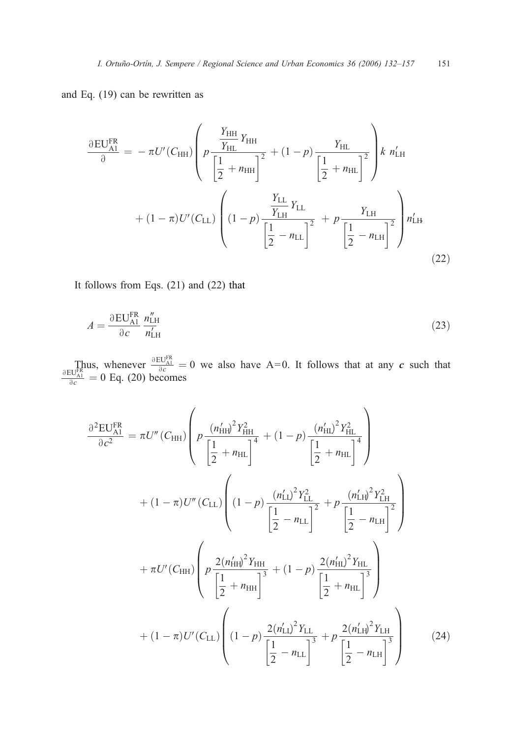and Eq. (19) can be rewritten as

$$\frac{\partial \mathrm{EU}_{\mathrm{A1}}^{\mathrm{FR}}}{\partial} = -\pi U'(C_{\mathrm{HH}})\left(p\frac{\frac{Y_{\mathrm{HH}}}{Y_{\mathrm{HL}}}Y_{\mathrm{HH}}}{\left[\frac{1}{2}+n_{\mathrm{HH}}\right]^{2}}+(1-p)\frac{Y_{\mathrm{HL}}}{\left[\frac{1}{2}+n_{\mathrm{HL}}\right]^{2}}\right)k\ n'_{\mathrm{LH}} + (1-\pi)U'(C_{\mathrm{LL}})\left((1-p)\frac{\frac{Y_{\mathrm{LL}}}{Y_{\mathrm{LH}}}Y_{\mathrm{LL}}}{\left[\frac{1}{2}-n_{\mathrm{LL}}\right]^{2}}+p\frac{Y_{\mathrm{LH}}}{\left[\frac{1}{2}-n_{\mathrm{LH}}\right]^{2}}\right)n'_{\mathrm{LH}} \tag{22}$$

It follows from Eqs. (21) and (22) that

$$A = \frac{\partial \mathrm{EU}_{\mathrm{A1}}^{\mathrm{FR}}}{\partial c}\frac{n''_{\mathrm{LH}}}{n'_{\mathrm{LH}}} \tag{23}$$

Thus, whenever $\frac{\partial \mathrm{EU}_{\mathrm{A1}}^{\mathrm{FR}}}{\partial c}=0$ we also have A=0. It follows that at any $c$ such that $\frac{\partial \mathrm{EU}_{\mathrm{A1}}^{\mathrm{FR}}}{\partial c}=0$ Eq. (20) becomes

$$\begin{aligned}\frac{\partial^2 \mathrm{EU}_{\mathrm{A1}}^{\mathrm{FR}}}{\partial c^2} &= \pi U''(C_{\mathrm{HH}})\left(p\frac{(n'_{\mathrm{HH}})^2Y_{\mathrm{HH}}^2}{\left[\frac{1}{2}+n_{\mathrm{HL}}\right]^{4}}+(1-p)\frac{(n'_{\mathrm{HL}})^2Y_{\mathrm{HL}}^2}{\left[\frac{1}{2}+n_{\mathrm{HL}}\right]^{4}}\right)\\ &+(1-\pi)U''(C_{\mathrm{LL}})\left((1-p)\frac{(n'_{\mathrm{LL}})^2Y_{\mathrm{LL}}^2}{\left[\frac{1}{2}-n_{\mathrm{LL}}\right]^{2}}+p\frac{(n'_{\mathrm{LH}})^2Y_{\mathrm{LH}}^2}{\left[\frac{1}{2}-n_{\mathrm{LH}}\right]^{2}}\right)\\ &+\pi U'(C_{\mathrm{HH}})\left(p\frac{2(n'_{\mathrm{HH}})^2Y_{\mathrm{HH}}}{\left[\frac{1}{2}+n_{\mathrm{HH}}\right]^{3}}+(1-p)\frac{2(n'_{\mathrm{HL}})^2Y_{\mathrm{HL}}}{\left[\frac{1}{2}+n_{\mathrm{HL}}\right]^{3}}\right)\\ &+(1-\pi)U'(C_{\mathrm{LL}})\left((1-p)\frac{2(n'_{\mathrm{LL}})^2Y_{\mathrm{LL}}}{\left[\frac{1}{2}-n_{\mathrm{LL}}\right]^{3}}+p\frac{2(n'_{\mathrm{LH}})^2Y_{\mathrm{LH}}}{\left[\frac{1}{2}-n_{\mathrm{LH}}\right]^{3}}\right)\end{aligned} \tag{24}$$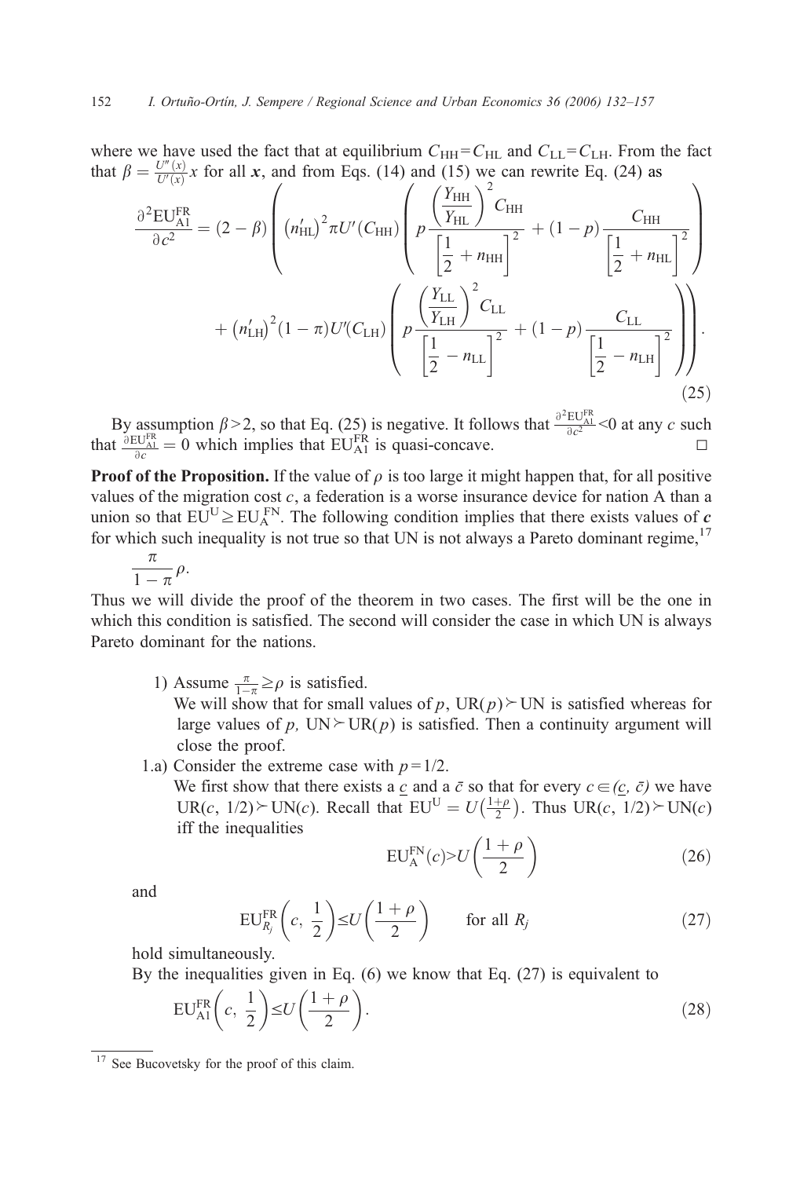where we have used the fact that at equilibrium $C_{\rm HH}=C_{\rm HL}$ and $C_{\rm LL}=C_{\rm LH}$. From the fact that $\beta=\frac{U''(x)}{U'(x)}x$ for all $\boldsymbol{x}$, and from Eqs. (14) and (15) we can rewrite Eq. (24) as

$$\frac{\partial^2 {\rm EU}^{\rm FR}_{\rm A1}}{\partial c^2}=(2-\beta)\left(\left(n'_{\rm HL}\right)^2\pi U'(C_{\rm HH})\left(p\frac{\left(\frac{Y_{\rm HH}}{Y_{\rm HL}}\right)^2 C_{\rm HH}}{\left[\frac{1}{2}+n_{\rm HH}\right]^2}+(1-p)\frac{C_{\rm HH}}{\left[\frac{1}{2}+n_{\rm HL}\right]^2}\right)\right.$$
$$\left.+\left(n'_{\rm LH}\right)^2(1-\pi)U'(C_{\rm LH})\left(p\frac{\left(\frac{Y_{\rm LL}}{Y_{\rm LH}}\right)^2 C_{\rm LL}}{\left[\frac{1}{2}-n_{\rm LL}\right]^2}+(1-p)\frac{C_{\rm LL}}{\left[\frac{1}{2}-n_{\rm LH}\right]^2}\right)\right). \tag{25}$$

By assumption $\beta>2$, so that Eq. (25) is negative. It follows that $\frac{\partial^2 {\rm EU}^{\rm FR}_{\rm A1}}{\partial c^2}<0$ at any $c$ such that $\frac{\partial {\rm EU}^{\rm FR}_{\rm A1}}{\partial c}=0$ which implies that ${\rm EU}^{\rm FR}_{\rm A1}$ is quasi-concave. □

**Proof of the Proposition.** If the value of $\rho$ is too large it might happen that, for all positive values of the migration cost $c$, a federation is a worse insurance device for nation A than a union so that ${\rm EU}^{\rm U}\geq {\rm EU}^{\rm FN}_{\rm A}$. The following condition implies that there exists values of $\boldsymbol{c}$ for which such inequality is not true so that UN is not always a Pareto dominant regime,[17]

$$\frac{\pi}{1-\pi}\rho.$$

Thus we will divide the proof of the theorem in two cases. The first will be the one in which this condition is satisfied. The second will consider the case in which UN is always Pareto dominant for the nations.

1) Assume $\frac{\pi}{1-\pi}\geq\rho$ is satisfied.
   We will show that for small values of $p$, ${\rm UR}(p)\succ{\rm UN}$ is satisfied whereas for large values of $p$, ${\rm UN}\succ{\rm UR}(p)$ is satisfied. Then a continuity argument will close the proof.

1.a) Consider the extreme case with $p=1/2$.
   We first show that there exists a $\underline{c}$ and a $\bar{c}$ so that for every $c\in(\underline{c},\bar{c})$ we have ${\rm UR}(c,1/2)\succ{\rm UN}(c)$. Recall that ${\rm EU}^{\rm U}=U\left(\frac{1+\rho}{2}\right)$. Thus ${\rm UR}(c,1/2)\succ{\rm UN}(c)$ iff the inequalities

$${\rm EU}^{\rm FN}_{\rm A}(c)>U\left(\frac{1+\rho}{2}\right) \tag{26}$$

and

$${\rm EU}^{\rm FR}_{R_j}\left(c,\frac{1}{2}\right)\leq U\left(\frac{1+\rho}{2}\right)\qquad\text{for all } R_j \tag{27}$$

hold simultaneously.
By the inequalities given in Eq. (6) we know that Eq. (27) is equivalent to

$${\rm EU}^{\rm FR}_{\rm A1}\left(c,\frac{1}{2}\right)\leq U\left(\frac{1+\rho}{2}\right). \tag{28}$$

[17] See Bucovetsky for the proof of this claim.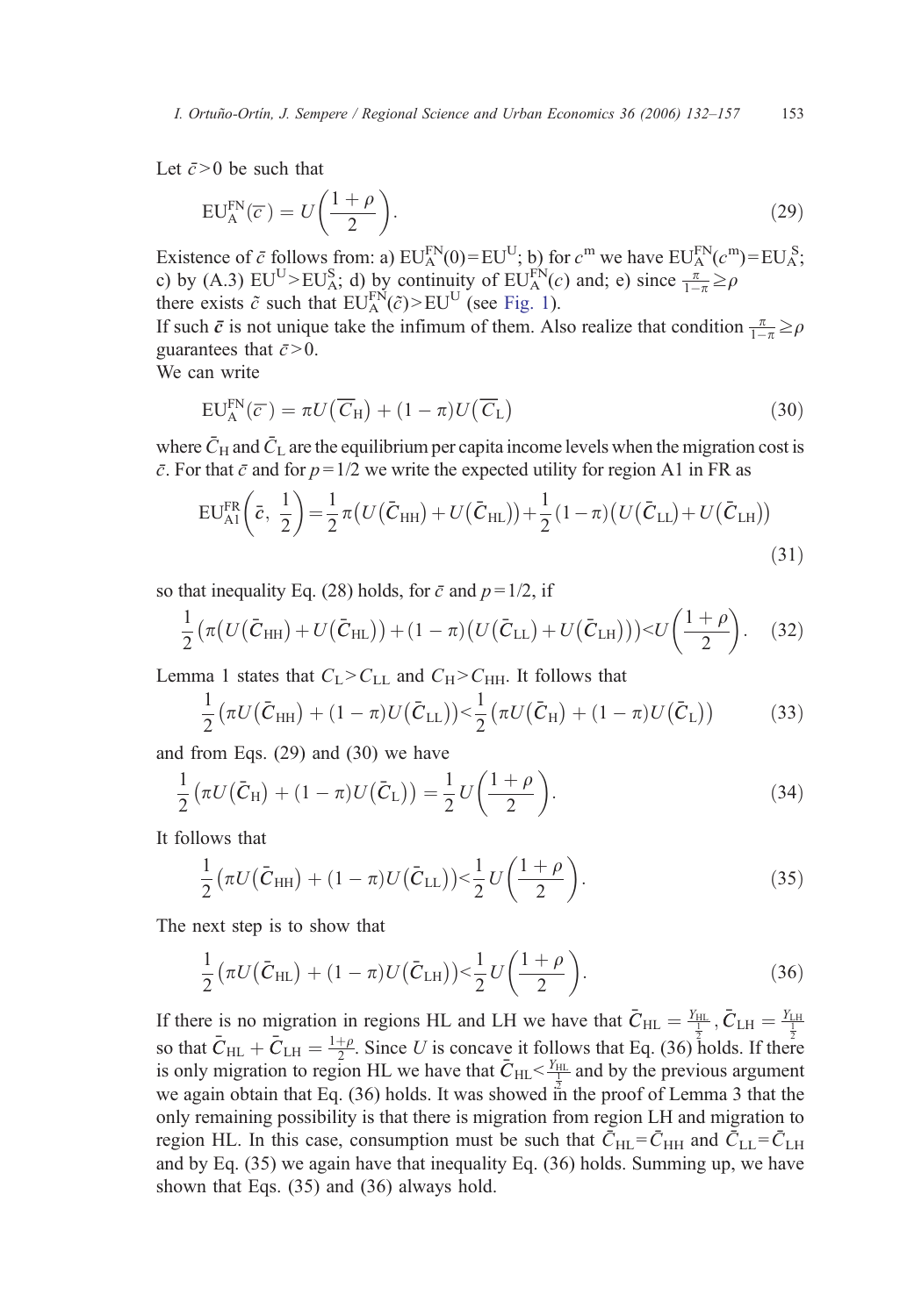Let $\bar{c}>0$ be such that

$$\mathrm{EU}_{\mathrm{A}}^{\mathrm{FN}}(\bar{c}) = U\left(\frac{1+\rho}{2}\right). \tag{29}$$

Existence of $\bar{c}$ follows from: a) $\mathrm{EU}_{\mathrm{A}}^{\mathrm{FN}}(0)=\mathrm{EU}^{\mathrm{U}}$; b) for $c^{\mathrm{m}}$ we have $\mathrm{EU}_{\mathrm{A}}^{\mathrm{FN}}(c^{\mathrm{m}})=\mathrm{EU}_{\mathrm{A}}^{\mathrm{S}}$; c) by (A.3) $\mathrm{EU}^{\mathrm{U}}>\mathrm{EU}_{\mathrm{A}}^{\mathrm{S}}$; d) by continuity of $\mathrm{EU}_{\mathrm{A}}^{\mathrm{FN}}(c)$ and; e) since $\frac{\pi}{1-\pi}\geq\rho$ there exists $\tilde{c}$ such that $\mathrm{EU}_{\mathrm{A}}^{\mathrm{FN}}(\tilde{c})>\mathrm{EU}^{\mathrm{U}}$ (see Fig. 1).

If such $\bar{\boldsymbol{c}}$ is not unique take the infimum of them. Also realize that condition $\frac{\pi}{1-\pi}\geq\rho$ guarantees that $\bar{c}>0$.

We can write

$$\mathrm{EU}_{\mathrm{A}}^{\mathrm{FN}}(\bar{c}) = \pi U(\overline{C}_{\mathrm{H}}) + (1-\pi)U(\overline{C}_{\mathrm{L}}) \tag{30}$$

where $\bar{C}_{\mathrm{H}}$ and $\bar{C}_{\mathrm{L}}$ are the equilibrium per capita income levels when the migration cost is $\bar{c}$. For that $\bar{c}$ and for $p=1/2$ we write the expected utility for region A1 in FR as

$$\mathrm{EU}_{\mathrm{A1}}^{\mathrm{FR}}\left(\bar{c},\ \frac{1}{2}\right) = \frac{1}{2}\pi\left(U(\bar{C}_{\mathrm{HH}})+U(\bar{C}_{\mathrm{HL}})\right)+\frac{1}{2}(1-\pi)\left(U(\bar{C}_{\mathrm{LL}})+U(\bar{C}_{\mathrm{LH}})\right) \tag{31}$$

so that inequality Eq. (28) holds, for $\bar{c}$ and $p=1/2$, if

$$\frac{1}{2}\left(\pi\left(U(\bar{C}_{\mathrm{HH}})+U(\bar{C}_{\mathrm{HL}})\right)+(1-\pi)\left(U(\bar{C}_{\mathrm{LL}})+U(\bar{C}_{\mathrm{LH}})\right)\right)<U\left(\frac{1+\rho}{2}\right). \tag{32}$$

Lemma 1 states that $C_{\mathrm{L}}>C_{\mathrm{LL}}$ and $C_{\mathrm{H}}>C_{\mathrm{HH}}$. It follows that

$$\frac{1}{2}\left(\pi U(\bar{C}_{\mathrm{HH}}) + (1-\pi)U(\bar{C}_{\mathrm{LL}})\right)<\frac{1}{2}\left(\pi U(\bar{C}_{\mathrm{H}}) + (1-\pi)U(\bar{C}_{\mathrm{L}})\right) \tag{33}$$

and from Eqs. (29) and (30) we have

$$\frac{1}{2}\left(\pi U(\bar{C}_{\mathrm{H}}) + (1-\pi)U(\bar{C}_{\mathrm{L}})\right) = \frac{1}{2}U\left(\frac{1+\rho}{2}\right). \tag{34}$$

It follows that

$$\frac{1}{2}\left(\pi U(\bar{C}_{\mathrm{HH}}) + (1-\pi)U(\bar{C}_{\mathrm{LL}})\right)<\frac{1}{2}U\left(\frac{1+\rho}{2}\right). \tag{35}$$

The next step is to show that

$$\frac{1}{2}\left(\pi U(\bar{C}_{\mathrm{HL}}) + (1-\pi)U(\bar{C}_{\mathrm{LH}})\right)<\frac{1}{2}U\left(\frac{1+\rho}{2}\right). \tag{36}$$

If there is no migration in regions HL and LH we have that $\bar{C}_{\mathrm{HL}}=\frac{Y_{\mathrm{HL}}}{\frac{1}{2}}, \bar{C}_{\mathrm{LH}}=\frac{Y_{\mathrm{LH}}}{\frac{1}{2}}$ so that $\bar{C}_{\mathrm{HL}}+\bar{C}_{\mathrm{LH}}=\frac{1+\rho}{2}$. Since $U$ is concave it follows that Eq. (36) holds. If there is only migration to region HL we have that $\bar{C}_{\mathrm{HL}}<\frac{Y_{\mathrm{HL}}}{\frac{1}{2}}$ and by the previous argument we again obtain that Eq. (36) holds. It was showed in the proof of Lemma 3 that the only remaining possibility is that there is migration from region LH and migration to region HL. In this case, consumption must be such that $\bar{C}_{\mathrm{HL}}=\bar{C}_{\mathrm{HH}}$ and $\bar{C}_{\mathrm{LL}}=\bar{C}_{\mathrm{LH}}$ and by Eq. (35) we again have that inequality Eq. (36) holds. Summing up, we have shown that Eqs. (35) and (36) always hold.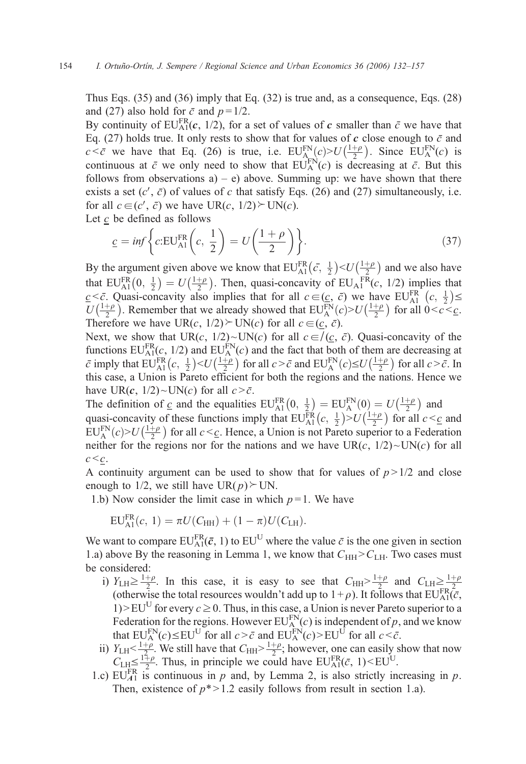Thus Eqs. (35) and (36) imply that Eq. (32) is true and, as a consequence, Eqs. (28) and (27) also hold for $\bar{c}$ and $p=1/2$.

By continuity of $\mathrm{EU}_{\mathrm{A1}}^{\mathrm{FR}}(\boldsymbol{c}, 1/2)$, for a set of values of $\boldsymbol{c}$ smaller than $\bar{c}$ we have that Eq. (27) holds true. It only rests to show that for values of $\boldsymbol{c}$ close enough to $\bar{c}$ and $c<\bar{c}$ we have that Eq. (26) is true, i.e. $\mathrm{EU}_{\mathrm{A}}^{\mathrm{FN}}(c)>U\left(\frac{1+\rho}{2}\right)$. Since $\mathrm{EU}_{\mathrm{A}}^{\mathrm{FN}}(c)$ is continuous at $\bar{c}$ we only need to show that $\mathrm{EU}_{\mathrm{A}}^{\mathrm{FN}}(c)$ is decreasing at $\bar{c}$. But this follows from observations a) – e) above. Summing up: we have shown that there exists a set $(c', \bar{c})$ of values of $c$ that satisfy Eqs. (26) and (27) simultaneously, i.e. for all $c\in(c', \bar{c})$ we have $\mathrm{UR}(c, 1/2)\succ \mathrm{UN}(c)$.

Let $\underline{c}$ be defined as follows

$$\underline{c} = inf\left\{c{:}\mathrm{EU}_{\mathrm{A1}}^{\mathrm{FR}}\left(c,\ \frac{1}{2}\right) = U\left(\frac{1+\rho}{2}\right)\right\}. \tag{37}$$

By the argument given above we know that $\mathrm{EU}_{\mathrm{A1}}^{\mathrm{FR}}\left(\bar{c},\ \frac{1}{2}\right)<U\left(\frac{1+\rho}{2}\right)$ and we also have that $\mathrm{EU}_{\mathrm{A1}}^{\mathrm{FR}}\left(0,\ \frac{1}{2}\right) = U\left(\frac{1+\rho}{2}\right)$. Then, quasi-concavity of $\mathrm{EU_{A1}}^{\mathrm{FR}}(c, 1/2)$ implies that $\underline{c}<\bar{c}$. Quasi-concavity also implies that for all $c\in(\underline{c},\ \bar{c})$ we have $\mathrm{EU}_{\mathrm{A1}}^{\mathrm{FR}}\left(c,\ \frac{1}{2}\right)\leq U\left(\frac{1+\rho}{2}\right)$. Remember that we already showed that $\mathrm{EU}_{\mathrm{A}}^{\mathrm{FN}}(c)>U\left(\frac{1+\rho}{2}\right)$ for all $0<c<\underline{c}$. Therefore we have $\mathrm{UR}(c, 1/2)\succ \mathrm{UN}(c)$ for all $c\in(\underline{c},\ \bar{c})$.

Next, we show that $\mathrm{UR}(c, 1/2){\sim}\mathrm{UN}(c)$ for all $c\notin(\underline{c},\ \bar{c})$. Quasi-concavity of the functions $\mathrm{EU}_{\mathrm{A1}}^{\mathrm{FR}}(c, 1/2)$ and $\mathrm{EU}_{\mathrm{A}}^{\mathrm{FN}}(c)$ and the fact that both of them are decreasing at $\bar{c}$ imply that $\mathrm{EU}_{\mathrm{A1}}^{\mathrm{FR}}\left(c,\ \frac{1}{2}\right)<U\left(\frac{1+\rho}{2}\right)$ for all $c>\bar{c}$ and $\mathrm{EU}_{\mathrm{A}}^{\mathrm{FN}}(c)\leq U\left(\frac{1+\rho}{2}\right)$ for all $c>\bar{c}$. In this case, a Union is Pareto efficient for both the regions and the nations. Hence we have $\mathrm{UR}(\boldsymbol{c}, 1/2){\sim}\mathrm{UN}(c)$ for all $c>\bar{c}$.

The definition of $\underline{c}$ and the equalities $\mathrm{EU}_{\mathrm{A1}}^{\mathrm{FR}}\left(0,\ \frac{1}{2}\right) = \mathrm{EU}_{\mathrm{A}}^{\mathrm{FN}}(0) = U\left(\frac{1+\rho}{2}\right)$ and quasi-concavity of these functions imply that $\mathrm{EU}_{\mathrm{A1}}^{\mathrm{FR}}\left(c,\ \frac{1}{2}\right)>U\left(\frac{1+\rho}{2}\right)$ for all $c<\underline{c}$ and $\mathrm{EU}_{\mathrm{A}}^{\mathrm{FN}}(c)>U\left(\frac{1+\rho}{2}\right)$ for all $c<\underline{c}$. Hence, a Union is not Pareto superior to a Federation neither for the regions nor for the nations and we have $\mathrm{UR}(c, 1/2){\sim}\mathrm{UN}(c)$ for all $c<\underline{c}$.

A continuity argument can be used to show that for values of $p>1/2$ and close enough to 1/2, we still have $\mathrm{UR}(p)\succ \mathrm{UN}$.

1.b) Now consider the limit case in which $p=1$. We have

$$\mathrm{EU}_{\mathrm{A1}}^{\mathrm{FR}}(c,\ 1) = \pi U(C_{\mathrm{HH}}) + (1-\pi)U(C_{\mathrm{LH}}).$$

We want to compare $\mathrm{EU}_{\mathrm{A1}}^{\mathrm{FR}}(\bar{\boldsymbol{c}}, 1)$ to $\mathrm{EU}^{\mathrm{U}}$ where the value $\bar{c}$ is the one given in section 1.a) above By the reasoning in Lemma 1, we know that $C_{\mathrm{HH}}>C_{\mathrm{LH}}$. Two cases must be considered:

i) $Y_{\mathrm{LH}}\geq\frac{1+\rho}{2}$. In this case, it is easy to see that $C_{\mathrm{HH}}>\frac{1+\rho}{2}$ and $C_{\mathrm{LH}}\geq\frac{1+\rho}{2}$ (otherwise the total resources wouldn't add up to $1+\rho$). It follows that $\mathrm{EU}_{\mathrm{A1}}^{\mathrm{FR}}(\bar{c}, 1)>\mathrm{EU}^{\mathrm{U}}$ for every $c\geq 0$. Thus, in this case, a Union is never Pareto superior to a Federation for the regions. However $\mathrm{EU}_{\mathrm{A}}^{\mathrm{FN}}(c)$ is independent of $p$, and we know that $\mathrm{EU}_{\mathrm{A}}^{\mathrm{FN}}(c)\leq\mathrm{EU}^{\mathrm{U}}$ for all $c>\bar{c}$ and $\mathrm{EU}_{\mathrm{A}}^{\mathrm{FN}}(c)>\mathrm{EU}^{\mathrm{U}}$ for all $c<\bar{c}$.

ii) $Y_{\mathrm{LH}}<\frac{1+\rho}{2}$. We still have that $C_{\mathrm{HH}}>\frac{1+\rho}{2}$; however, one can easily show that now $C_{\mathrm{LH}}\leq\frac{1+\rho}{2}$. Thus, in principle we could have $\mathrm{EU}_{\mathrm{A1}}^{\mathrm{FR}}(\bar{c}, 1)<\mathrm{EU}^{\mathrm{U}}$.

1.c) $\mathrm{EU}_{\boldsymbol{A}1}^{\mathrm{FR}}$ is continuous in $p$ and, by Lemma 2, is also strictly increasing in $p$. Then, existence of $p^*>1.2$ easily follows from result in section 1.a).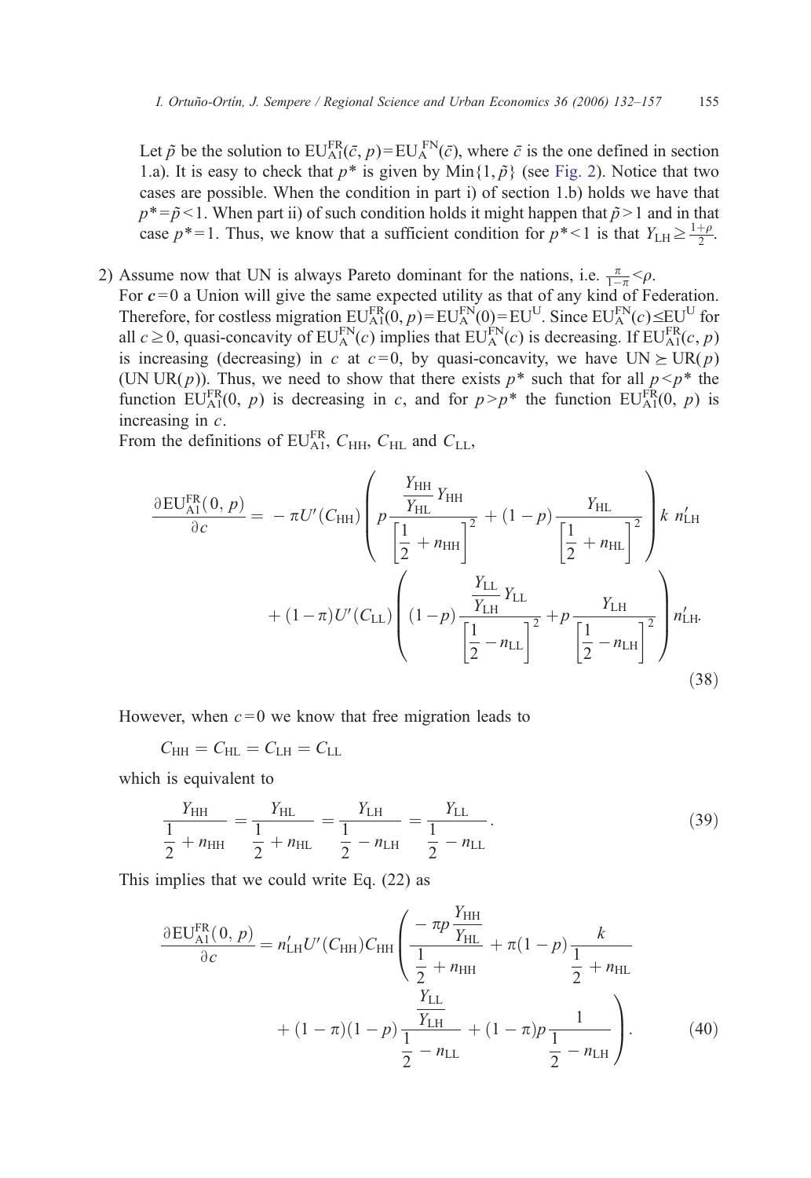Let $\tilde{p}$ be the solution to $\mathrm{EU}_{\mathrm{A1}}^{\mathrm{FR}}(\bar{c}, p)=\mathrm{EU}_{\mathrm{A}}^{\mathrm{FN}}(\bar{c})$, where $\bar{c}$ is the one defined in section 1.a). It is easy to check that $p^*$ is given by $\mathrm{Min}\{1, \tilde{p}\}$ (see Fig. 2). Notice that two cases are possible. When the condition in part i) of section 1.b) holds we have that $p^*=\tilde{p}<1$. When part ii) of such condition holds it might happen that $\tilde{p}>1$ and in that case $p^*=1$. Thus, we know that a sufficient condition for $p^*<1$ is that $Y_{\mathrm{LH}} \geq \frac{1+\rho}{2}$.

2) Assume now that UN is always Pareto dominant for the nations, i.e. $\frac{\pi}{1-\pi}<\rho$.
For $\boldsymbol{c}=0$ a Union will give the same expected utility as that of any kind of Federation. Therefore, for costless migration $\mathrm{EU}_{\mathrm{A1}}^{\mathrm{FR}}(0, p)=\mathrm{EU}_{\mathrm{A}}^{\mathrm{FN}}(0)=\mathrm{EU}^{\mathrm{U}}$. Since $\mathrm{EU}_{\mathrm{A}}^{\mathrm{FN}}(c) \leq \mathrm{EU}^{\mathrm{U}}$ for all $c \geq 0$, quasi-concavity of $\mathrm{EU}_{\mathrm{A}}^{\mathrm{FN}}(c)$ implies that $\mathrm{EU}_{\mathrm{A}}^{\mathrm{FN}}(c)$ is decreasing. If $\mathrm{EU}_{\mathrm{A1}}^{\mathrm{FR}}(c, p)$ is increasing (decreasing) in $c$ at $c=0$, by quasi-concavity, we have $\mathrm{UN} \succeq \mathrm{UR}(p)$ (UN UR($p$)). Thus, we need to show that there exists $p^*$ such that for all $p<p^*$ the function $\mathrm{EU}_{\mathrm{A1}}^{\mathrm{FR}}(0, p)$ is decreasing in $c$, and for $p>p^*$ the function $\mathrm{EU}_{\mathrm{A1}}^{\mathrm{FR}}(0, p)$ is increasing in $c$.
From the definitions of $\mathrm{EU}_{\mathrm{A1}}^{\mathrm{FR}}$, $C_{\mathrm{HH}}$, $C_{\mathrm{HL}}$ and $C_{\mathrm{LL}}$,

$$\begin{aligned}
\frac{\partial \mathrm{EU}_{\mathrm{A1}}^{\mathrm{FR}}(0, p)}{\partial c} = & -\pi U'(C_{\mathrm{HH}}) \left( p \frac{\frac{Y_{\mathrm{HH}}}{Y_{\mathrm{HL}}} Y_{\mathrm{HH}}}{\left[\frac{1}{2}+n_{\mathrm{HH}}\right]^2} + (1-p) \frac{Y_{\mathrm{HL}}}{\left[\frac{1}{2}+n_{\mathrm{HL}}\right]^2} \right) k \, n'_{\mathrm{LH}} \\
& + (1-\pi) U'(C_{\mathrm{LL}}) \left( (1-p) \frac{\frac{Y_{\mathrm{LL}}}{Y_{\mathrm{LH}}} Y_{\mathrm{LL}}}{\left[\frac{1}{2}-n_{\mathrm{LL}}\right]^2} + p \frac{Y_{\mathrm{LH}}}{\left[\frac{1}{2}-n_{\mathrm{LH}}\right]^2} \right) n'_{\mathrm{LH}}.
\end{aligned} \tag{38}$$

However, when $c=0$ we know that free migration leads to

$$C_{\mathrm{HH}} = C_{\mathrm{HL}} = C_{\mathrm{LH}} = C_{\mathrm{LL}}$$

which is equivalent to

$$\frac{Y_{\mathrm{HH}}}{\frac{1}{2}+n_{\mathrm{HH}}} = \frac{Y_{\mathrm{HL}}}{\frac{1}{2}+n_{\mathrm{HL}}} = \frac{Y_{\mathrm{LH}}}{\frac{1}{2}-n_{\mathrm{LH}}} = \frac{Y_{\mathrm{LL}}}{\frac{1}{2}-n_{\mathrm{LL}}}. \tag{39}$$

This implies that we could write Eq. (22) as

$$\begin{aligned}
\frac{\partial \mathrm{EU}_{\mathrm{A1}}^{\mathrm{FR}}(0, p)}{\partial c} = n'_{\mathrm{LH}} U'(C_{\mathrm{HH}}) C_{\mathrm{HH}} & \left( \frac{-\pi p \frac{Y_{\mathrm{HH}}}{Y_{\mathrm{HL}}}}{\frac{1}{2}+n_{\mathrm{HH}}} + \pi(1-p) \frac{k}{\frac{1}{2}+n_{\mathrm{HL}}} \right. \\
& \left. + (1-\pi)(1-p) \frac{\frac{Y_{\mathrm{LL}}}{Y_{\mathrm{LH}}}}{\frac{1}{2}-n_{\mathrm{LL}}} + (1-\pi) p \frac{1}{\frac{1}{2}-n_{\mathrm{LH}}} \right).
\end{aligned} \tag{40}$$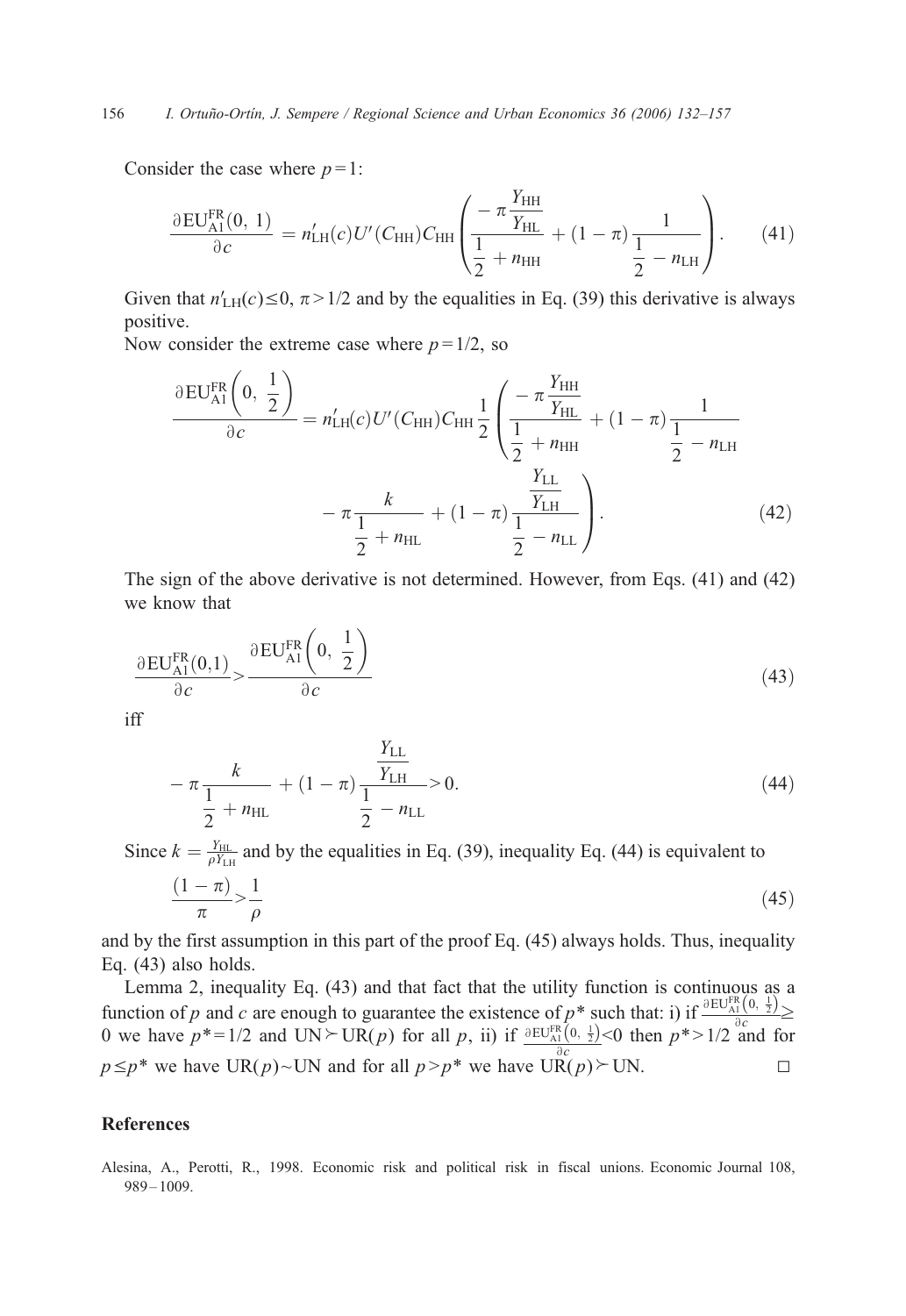Consider the case where $p=1$:

$$\frac{\partial \mathrm{EU}_{\mathrm{A1}}^{\mathrm{FR}}(0,\,1)}{\partial c} = n'_{\mathrm{LH}}(c)U'(C_{\mathrm{HH}})C_{\mathrm{HH}}\left(\frac{-\pi\dfrac{Y_{\mathrm{HH}}}{Y_{\mathrm{HL}}}}{\dfrac{1}{2}+n_{\mathrm{HH}}} + (1-\pi)\frac{1}{\dfrac{1}{2}-n_{\mathrm{LH}}}\right). \tag{41}$$

Given that $n'_{\mathrm{LH}}(c)\leq 0$, $\pi>1/2$ and by the equalities in Eq. (39) this derivative is always positive.

Now consider the extreme case where $p=1/2$, so

$$\frac{\partial \mathrm{EU}_{\mathrm{A1}}^{\mathrm{FR}}\left(0,\,\dfrac{1}{2}\right)}{\partial c} = n'_{\mathrm{LH}}(c)U'(C_{\mathrm{HH}})C_{\mathrm{HH}}\frac{1}{2}\left(\frac{-\pi\dfrac{Y_{\mathrm{HH}}}{Y_{\mathrm{HL}}}}{\dfrac{1}{2}+n_{\mathrm{HH}}} + (1-\pi)\frac{1}{\dfrac{1}{2}-n_{\mathrm{LH}}} - \pi\frac{k}{\dfrac{1}{2}+n_{\mathrm{HL}}} + (1-\pi)\frac{\dfrac{Y_{\mathrm{LL}}}{Y_{\mathrm{LH}}}}{\dfrac{1}{2}-n_{\mathrm{LL}}}\right). \tag{42}$$

The sign of the above derivative is not determined. However, from Eqs. (41) and (42) we know that

$$\frac{\partial \mathrm{EU}_{\mathrm{A1}}^{\mathrm{FR}}(0,1)}{\partial c} > \frac{\partial \mathrm{EU}_{\mathrm{A1}}^{\mathrm{FR}}\left(0,\,\dfrac{1}{2}\right)}{\partial c} \tag{43}$$

iff

$$-\pi\frac{k}{\dfrac{1}{2}+n_{\mathrm{HL}}} + (1-\pi)\frac{\dfrac{Y_{\mathrm{LL}}}{Y_{\mathrm{LH}}}}{\dfrac{1}{2}-n_{\mathrm{LL}}} > 0. \tag{44}$$

Since $k=\frac{Y_{\mathrm{HL}}}{\rho Y_{\mathrm{LH}}}$ and by the equalities in Eq. (39), inequality Eq. (44) is equivalent to

$$\frac{(1-\pi)}{\pi} > \frac{1}{\rho} \tag{45}$$

and by the first assumption in this part of the proof Eq. (45) always holds. Thus, inequality Eq. (43) also holds.

Lemma 2, inequality Eq. (43) and that fact that the utility function is continuous as a function of $p$ and $c$ are enough to guarantee the existence of $p^*$ such that: i) if $\frac{\partial \mathrm{EU}_{\mathrm{A1}}^{\mathrm{FR}}\left(0,\,\frac{1}{2}\right)}{\partial c}\geq 0$ we have $p^*=1/2$ and $\mathrm{UN}\succ\mathrm{UR}(p)$ for all $p$, ii) if $\frac{\partial \mathrm{EU}_{\mathrm{A1}}^{\mathrm{FR}}\left(0,\,\frac{1}{2}\right)}{\partial c}<0$ then $p^*>1/2$ and for $p\leq p^*$ we have $\mathrm{UR}(p)\sim\mathrm{UN}$ and for all $p>p^*$ we have $\mathrm{UR}(p)\succ\mathrm{UN}$. □

## References

Alesina, A., Perotti, R., 1998. Economic risk and political risk in fiscal unions. Economic Journal 108, 989–1009.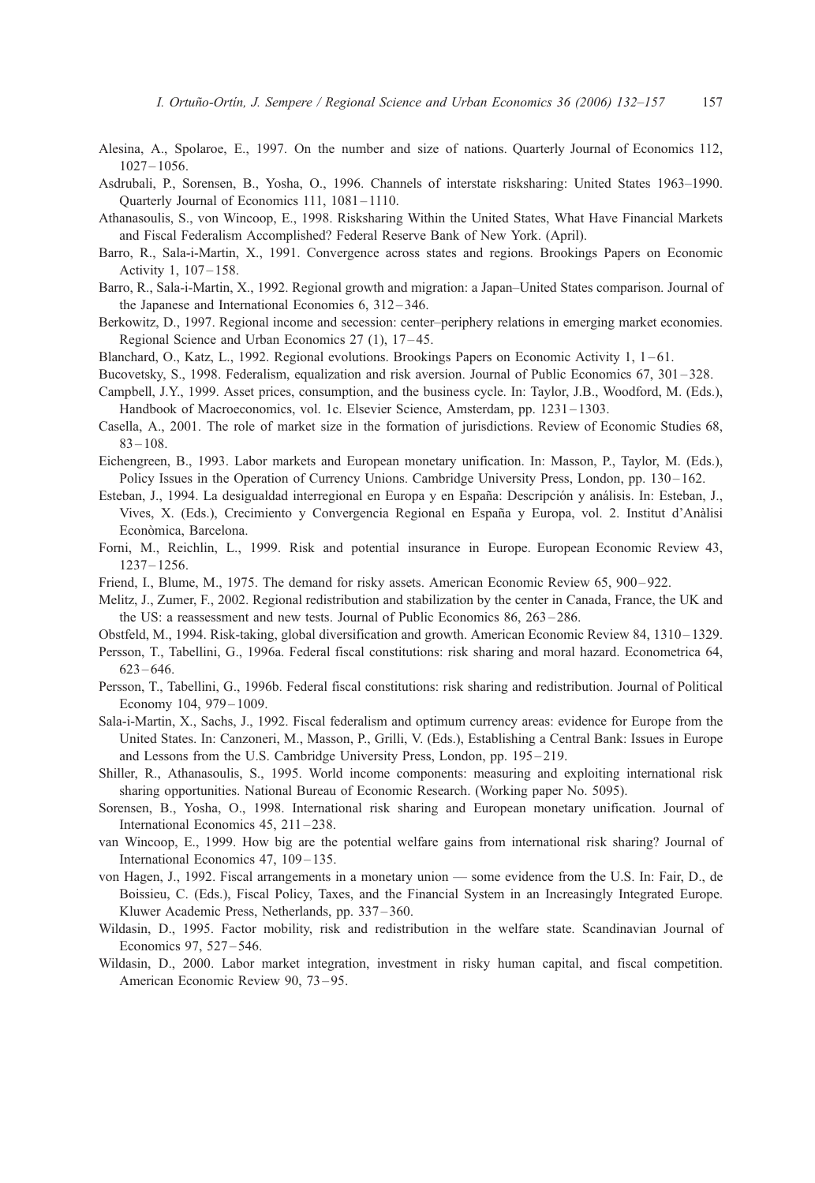Alesina, A., Spolaroe, E., 1997. On the number and size of nations. Quarterly Journal of Economics 112, 1027–1056.

Asdrubali, P., Sorensen, B., Yosha, O., 1996. Channels of interstate risksharing: United States 1963–1990. Quarterly Journal of Economics 111, 1081–1110.

Athanasoulis, S., von Wincoop, E., 1998. Risksharing Within the United States, What Have Financial Markets and Fiscal Federalism Accomplished? Federal Reserve Bank of New York. (April).

Barro, R., Sala-i-Martin, X., 1991. Convergence across states and regions. Brookings Papers on Economic Activity 1, 107–158.

Barro, R., Sala-i-Martin, X., 1992. Regional growth and migration: a Japan–United States comparison. Journal of the Japanese and International Economies 6, 312–346.

Berkowitz, D., 1997. Regional income and secession: center–periphery relations in emerging market economies. Regional Science and Urban Economics 27 (1), 17–45.

Blanchard, O., Katz, L., 1992. Regional evolutions. Brookings Papers on Economic Activity 1, 1–61.

Bucovetsky, S., 1998. Federalism, equalization and risk aversion. Journal of Public Economics 67, 301–328.

Campbell, J.Y., 1999. Asset prices, consumption, and the business cycle. In: Taylor, J.B., Woodford, M. (Eds.), Handbook of Macroeconomics, vol. 1c. Elsevier Science, Amsterdam, pp. 1231–1303.

Casella, A., 2001. The role of market size in the formation of jurisdictions. Review of Economic Studies 68, 83–108.

Eichengreen, B., 1993. Labor markets and European monetary unification. In: Masson, P., Taylor, M. (Eds.), Policy Issues in the Operation of Currency Unions. Cambridge University Press, London, pp. 130–162.

Esteban, J., 1994. La desigualdad interregional en Europa y en España: Descripción y análisis. In: Esteban, J., Vives, X. (Eds.), Crecimiento y Convergencia Regional en España y Europa, vol. 2. Institut d'Anàlisi Econòmica, Barcelona.

Forni, M., Reichlin, L., 1999. Risk and potential insurance in Europe. European Economic Review 43, 1237–1256.

Friend, I., Blume, M., 1975. The demand for risky assets. American Economic Review 65, 900–922.

Melitz, J., Zumer, F., 2002. Regional redistribution and stabilization by the center in Canada, France, the UK and the US: a reassessment and new tests. Journal of Public Economics 86, 263–286.

Obstfeld, M., 1994. Risk-taking, global diversification and growth. American Economic Review 84, 1310–1329.

Persson, T., Tabellini, G., 1996a. Federal fiscal constitutions: risk sharing and moral hazard. Econometrica 64, 623–646.

Persson, T., Tabellini, G., 1996b. Federal fiscal constitutions: risk sharing and redistribution. Journal of Political Economy 104, 979–1009.

Sala-i-Martin, X., Sachs, J., 1992. Fiscal federalism and optimum currency areas: evidence for Europe from the United States. In: Canzoneri, M., Masson, P., Grilli, V. (Eds.), Establishing a Central Bank: Issues in Europe and Lessons from the U.S. Cambridge University Press, London, pp. 195–219.

Shiller, R., Athanasoulis, S., 1995. World income components: measuring and exploiting international risk sharing opportunities. National Bureau of Economic Research. (Working paper No. 5095).

Sorensen, B., Yosha, O., 1998. International risk sharing and European monetary unification. Journal of International Economics 45, 211–238.

van Wincoop, E., 1999. How big are the potential welfare gains from international risk sharing? Journal of International Economics 47, 109–135.

von Hagen, J., 1992. Fiscal arrangements in a monetary union — some evidence from the U.S. In: Fair, D., de Boissieu, C. (Eds.), Fiscal Policy, Taxes, and the Financial System in an Increasingly Integrated Europe. Kluwer Academic Press, Netherlands, pp. 337–360.

Wildasin, D., 1995. Factor mobility, risk and redistribution in the welfare state. Scandinavian Journal of Economics 97, 527–546.

Wildasin, D., 2000. Labor market integration, investment in risky human capital, and fiscal competition. American Economic Review 90, 73–95.